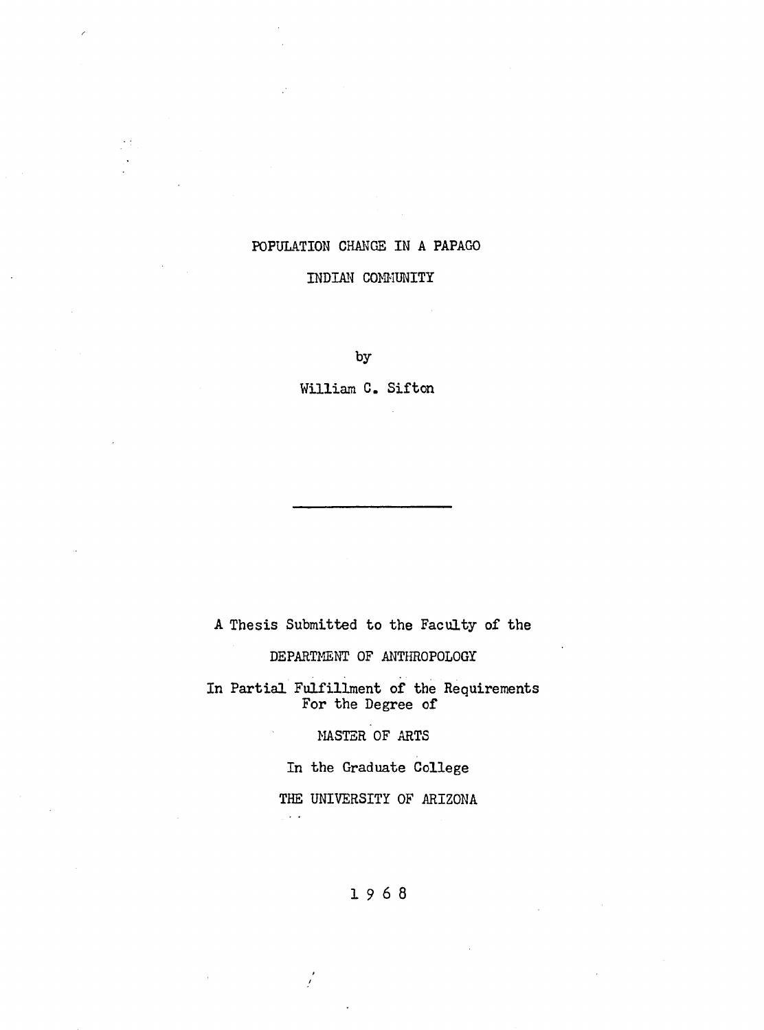# POPULATION CHANGE IN A PAPAGO INDIAN COMMUNITY

by

William C. Sifton

---

A Thesis Submitted to the Faculty of the

DEPARTMENT OF ANTHROPOLOGY

In Partial Fulfillment of the Requirements
For the Degree of

MASTER OF ARTS

In the Graduate College

THE UNIVERSITY OF ARIZONA

1 9 6 8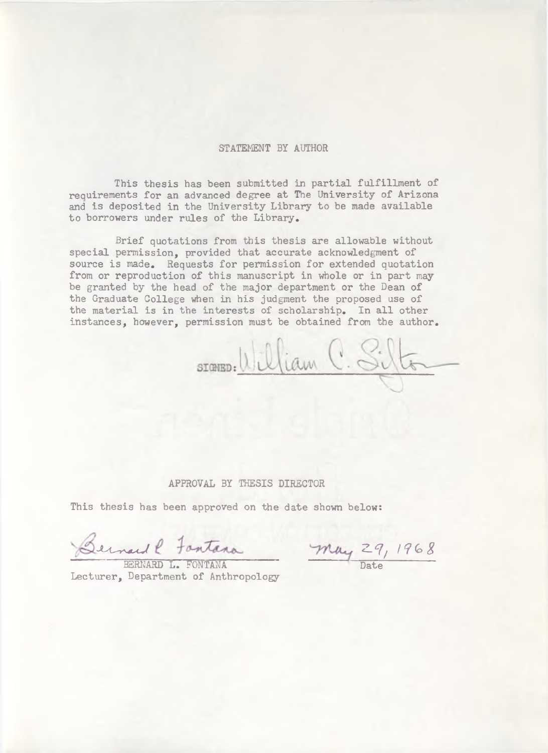## STATEMENT BY AUTHOR

This thesis has been submitted in partial fulfillment of requirements for an advanced degree at The University of Arizona and is deposited in the University Library to be made available to borrowers under rules of the Library.

Brief quotations from this thesis are allowable without special permission, provided that accurate acknowledgment of source is made. Requests for permission for extended quotation from or reproduction of this manuscript in whole or in part may be granted by the head of the major department or the Dean of the Graduate College when in his judgment the proposed use of the material is in the interests of scholarship. In all other instances, however, permission must be obtained from the author.

SIGNED: William C. Sifton

## APPROVAL BY THESIS DIRECTOR

This thesis has been approved on the date shown below:

Bernard L. Fontana
BERNARD L. FONTANA
Lecturer, Department of Anthropology

May 29, 1968
Date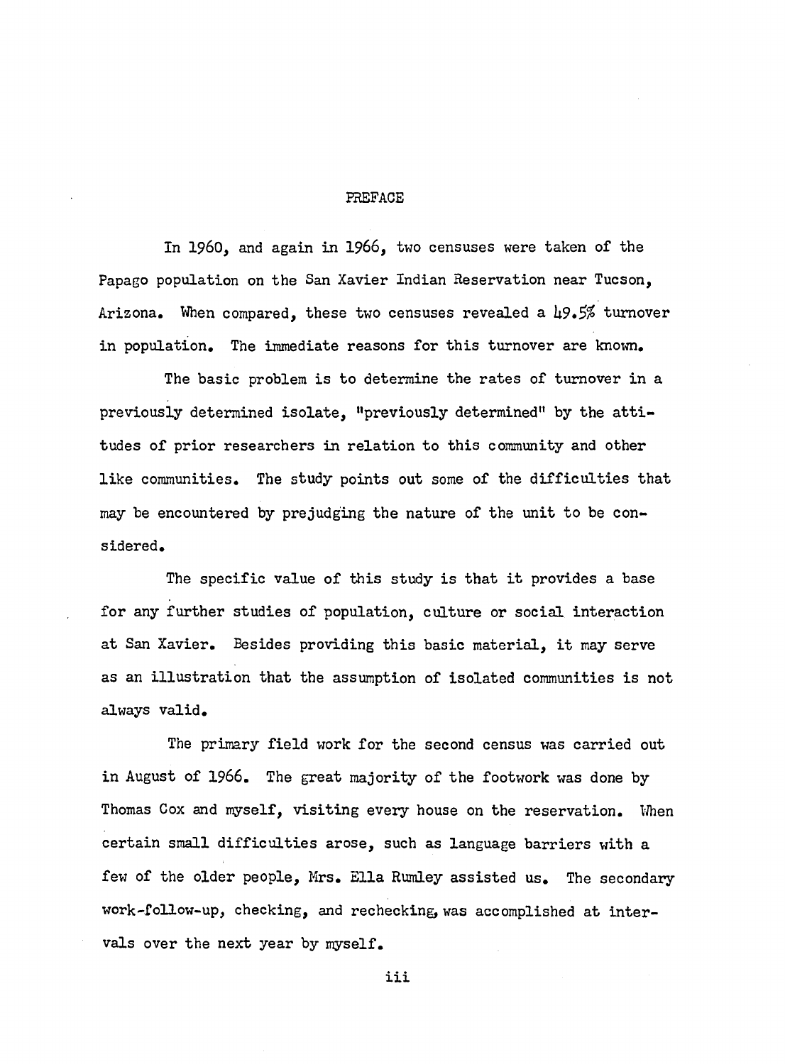# PREFACE

In 1960, and again in 1966, two censuses were taken of the Papago population on the San Xavier Indian Reservation near Tucson, Arizona. When compared, these two censuses revealed a 49.5% turnover in population. The immediate reasons for this turnover are known.

The basic problem is to determine the rates of turnover in a previously determined isolate, "previously determined" by the attitudes of prior researchers in relation to this community and other like communities. The study points out some of the difficulties that may be encountered by prejudging the nature of the unit to be considered.

The specific value of this study is that it provides a base for any further studies of population, culture or social interaction at San Xavier. Besides providing this basic material, it may serve as an illustration that the assumption of isolated communities is not always valid.

The primary field work for the second census was carried out in August of 1966. The great majority of the footwork was done by Thomas Cox and myself, visiting every house on the reservation. When certain small difficulties arose, such as language barriers with a few of the older people, Mrs. Ella Rumley assisted us. The secondary work-follow-up, checking, and rechecking, was accomplished at intervals over the next year by myself.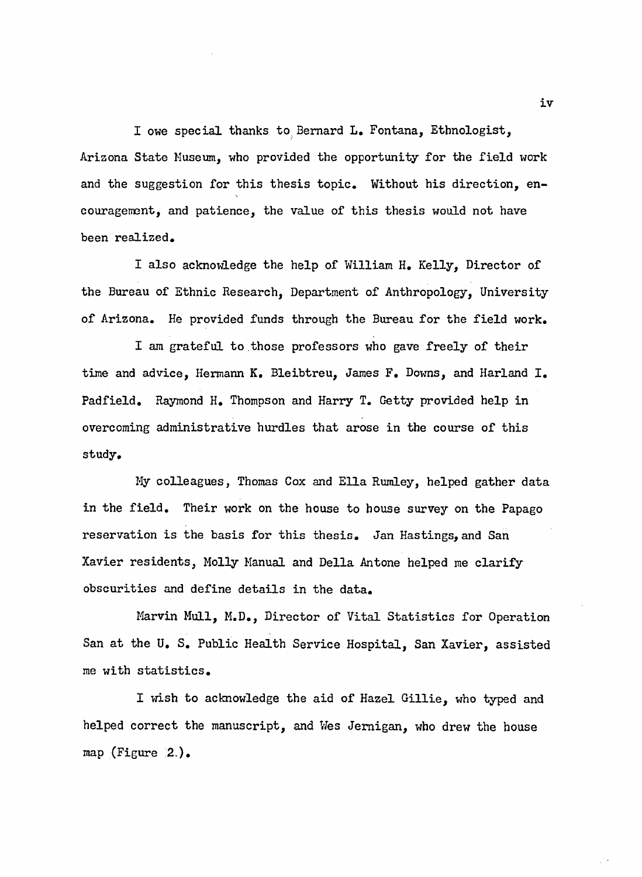I owe special thanks to Bernard L. Fontana, Ethnologist, Arizona State Museum, who provided the opportunity for the field work and the suggestion for this thesis topic. Without his direction, encouragement, and patience, the value of this thesis would not have been realized.

I also acknowledge the help of William H. Kelly, Director of the Bureau of Ethnic Research, Department of Anthropology, University of Arizona. He provided funds through the Bureau for the field work.

I am grateful to those professors who gave freely of their time and advice, Hermann K. Bleibtreu, James F. Downs, and Harland I. Padfield. Raymond H. Thompson and Harry T. Getty provided help in overcoming administrative hurdles that arose in the course of this study.

My colleagues, Thomas Cox and Ella Rumley, helped gather data in the field. Their work on the house to house survey on the Papago reservation is the basis for this thesis. Jan Hastings, and San Xavier residents, Molly Manual and Della Antone helped me clarify obscurities and define details in the data.

Marvin Mull, M.D., Director of Vital Statistics for Operation San at the U. S. Public Health Service Hospital, San Xavier, assisted me with statistics.

I wish to acknowledge the aid of Hazel Gillie, who typed and helped correct the manuscript, and Wes Jernigan, who drew the house map (Figure 2.).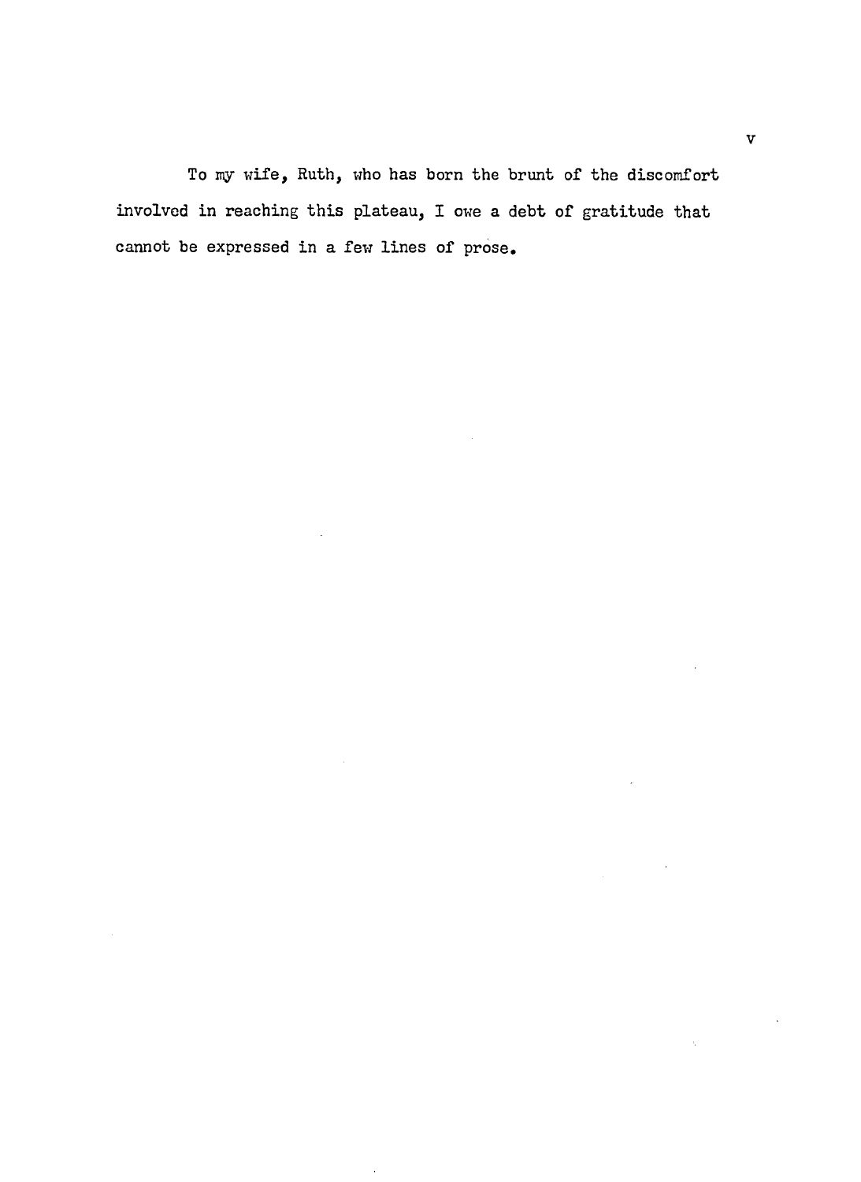To my wife, Ruth, who has born the brunt of the discomfort involved in reaching this plateau, I owe a debt of gratitude that cannot be expressed in a few lines of prose.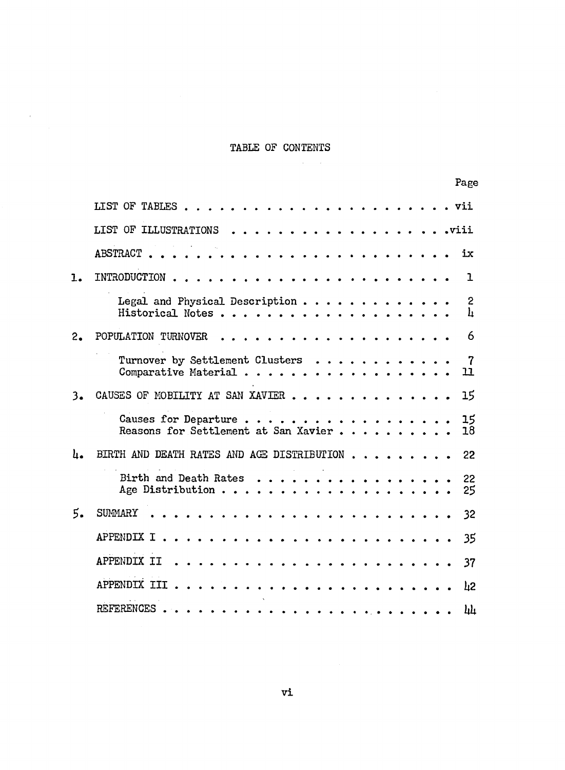# TABLE OF CONTENTS

| | | Page |
|---|---|---|
| | LIST OF TABLES | vii |
| | LIST OF ILLUSTRATIONS | viii |
| | ABSTRACT | ix |
| 1. | INTRODUCTION | 1 |
| | Legal and Physical Description | 2 |
| | Historical Notes | 4 |
| 2. | POPULATION TURNOVER | 6 |
| | Turnover by Settlement Clusters | 7 |
| | Comparative Material | 11 |
| 3. | CAUSES OF MOBILITY AT SAN XAVIER | 15 |
| | Causes for Departure | 15 |
| | Reasons for Settlement at San Xavier | 18 |
| 4. | BIRTH AND DEATH RATES AND AGE DISTRIBUTION | 22 |
| | Birth and Death Rates | 22 |
| | Age Distribution | 25 |
| 5. | SUMMARY | 32 |
| | APPENDIX I | 35 |
| | APPENDIX II | 37 |
| | APPENDIX III | 42 |
| | REFERENCES | 44 |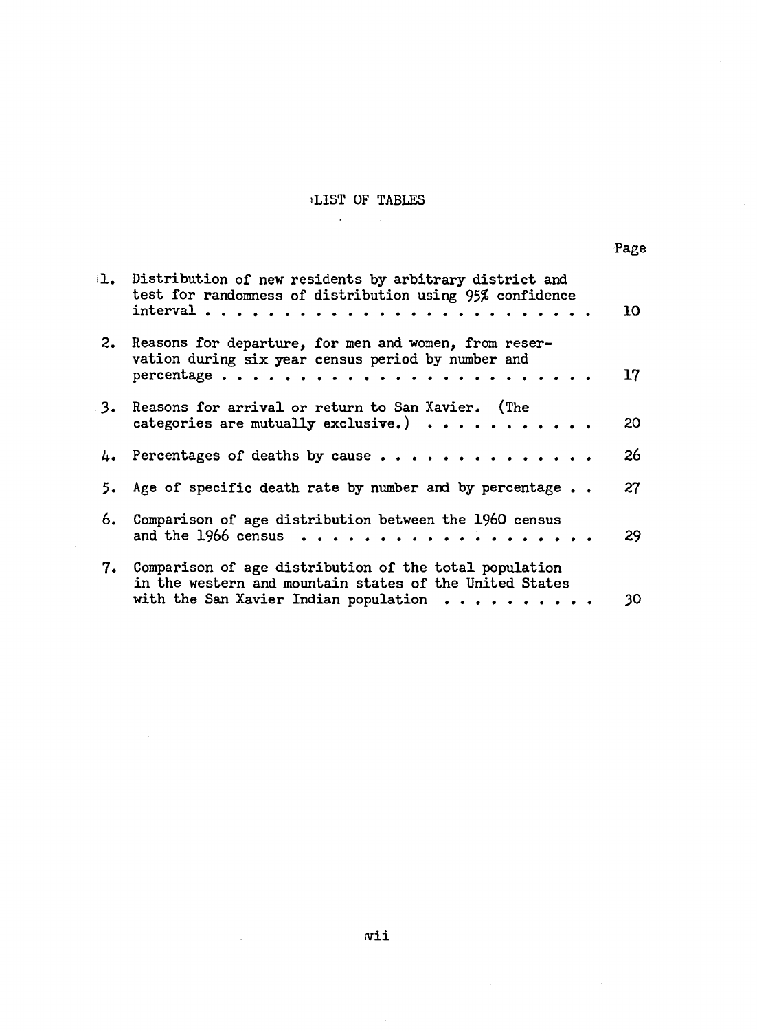# LIST OF TABLES

| | | Page |
|---|---|---|
| 1. | Distribution of new residents by arbitrary district and test for randomness of distribution using 95% confidence interval | 10 |
| 2. | Reasons for departure, for men and women, from reservation during six year census period by number and percentage | 17 |
| 3. | Reasons for arrival or return to San Xavier. (The categories are mutually exclusive.) | 20 |
| 4. | Percentages of deaths by cause | 26 |
| 5. | Age of specific death rate by number and by percentage | 27 |
| 6. | Comparison of age distribution between the 1960 census and the 1966 census | 29 |
| 7. | Comparison of age distribution of the total population in the western and mountain states of the United States with the San Xavier Indian population | 30 |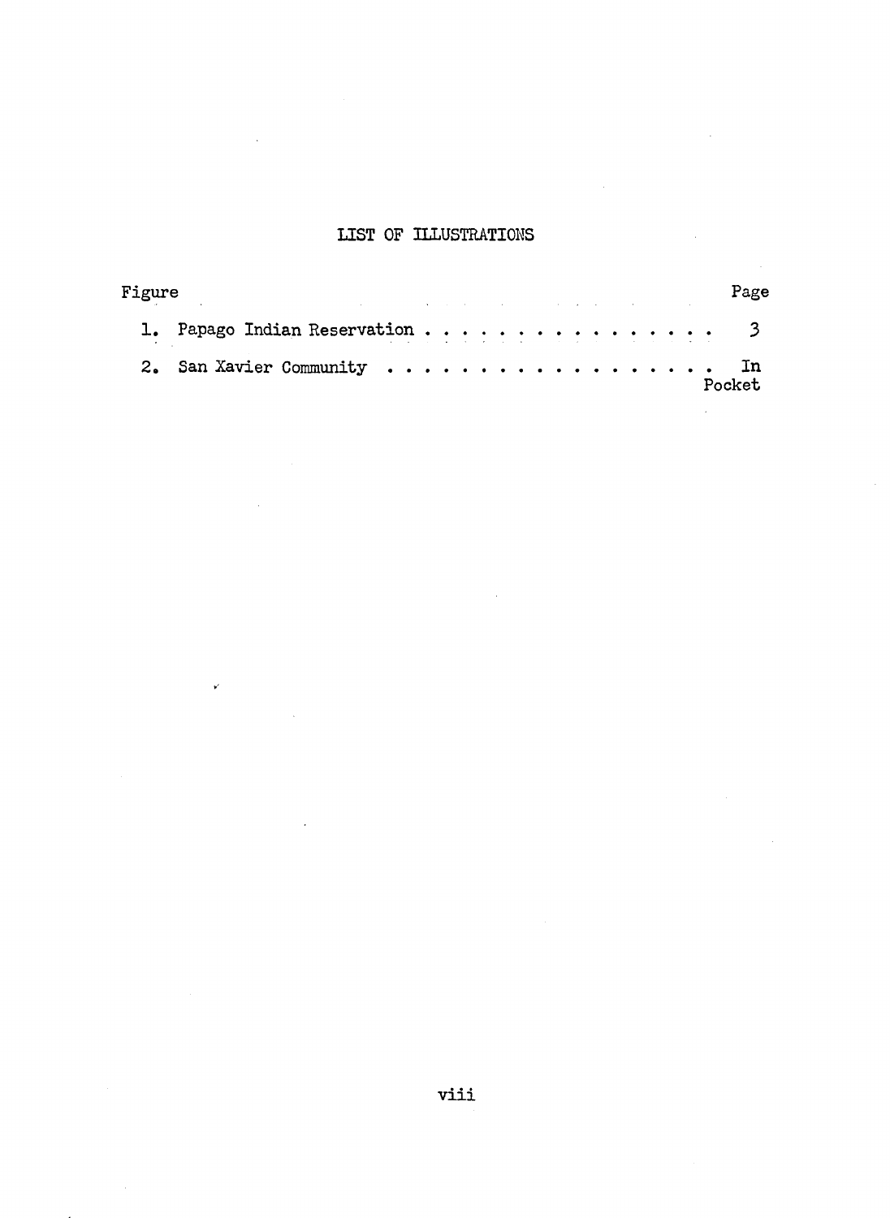# LIST OF ILLUSTRATIONS

| Figure | | Page |
| --- | --- | --- |
| 1. | Papago Indian Reservation | 3 |
| 2. | San Xavier Community | In Pocket |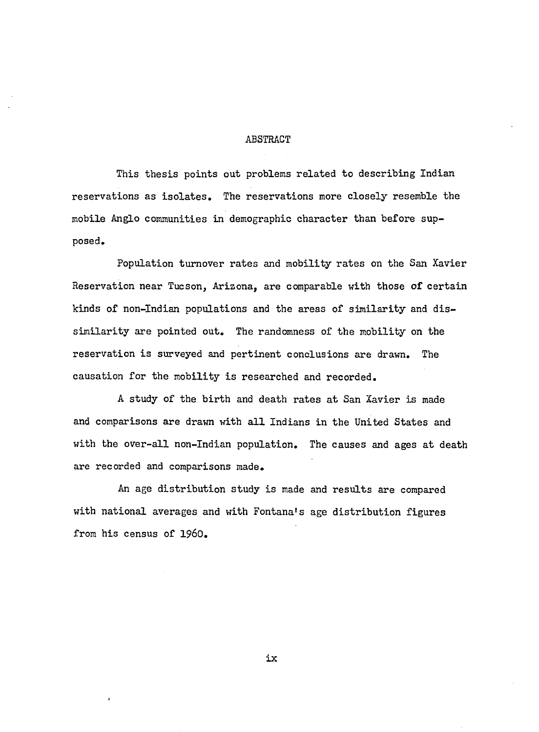# ABSTRACT

This thesis points out problems related to describing Indian reservations as isolates. The reservations more closely resemble the mobile Anglo communities in demographic character than before supposed.

Population turnover rates and mobility rates on the San Xavier Reservation near Tucson, Arizona, are comparable with those of certain kinds of non-Indian populations and the areas of similarity and dissimilarity are pointed out. The randomness of the mobility on the reservation is surveyed and pertinent conclusions are drawn. The causation for the mobility is researched and recorded.

A study of the birth and death rates at San Xavier is made and comparisons are drawn with all Indians in the United States and with the over-all non-Indian population. The causes and ages at death are recorded and comparisons made.

An age distribution study is made and results are compared with national averages and with Fontana's age distribution figures from his census of 1960.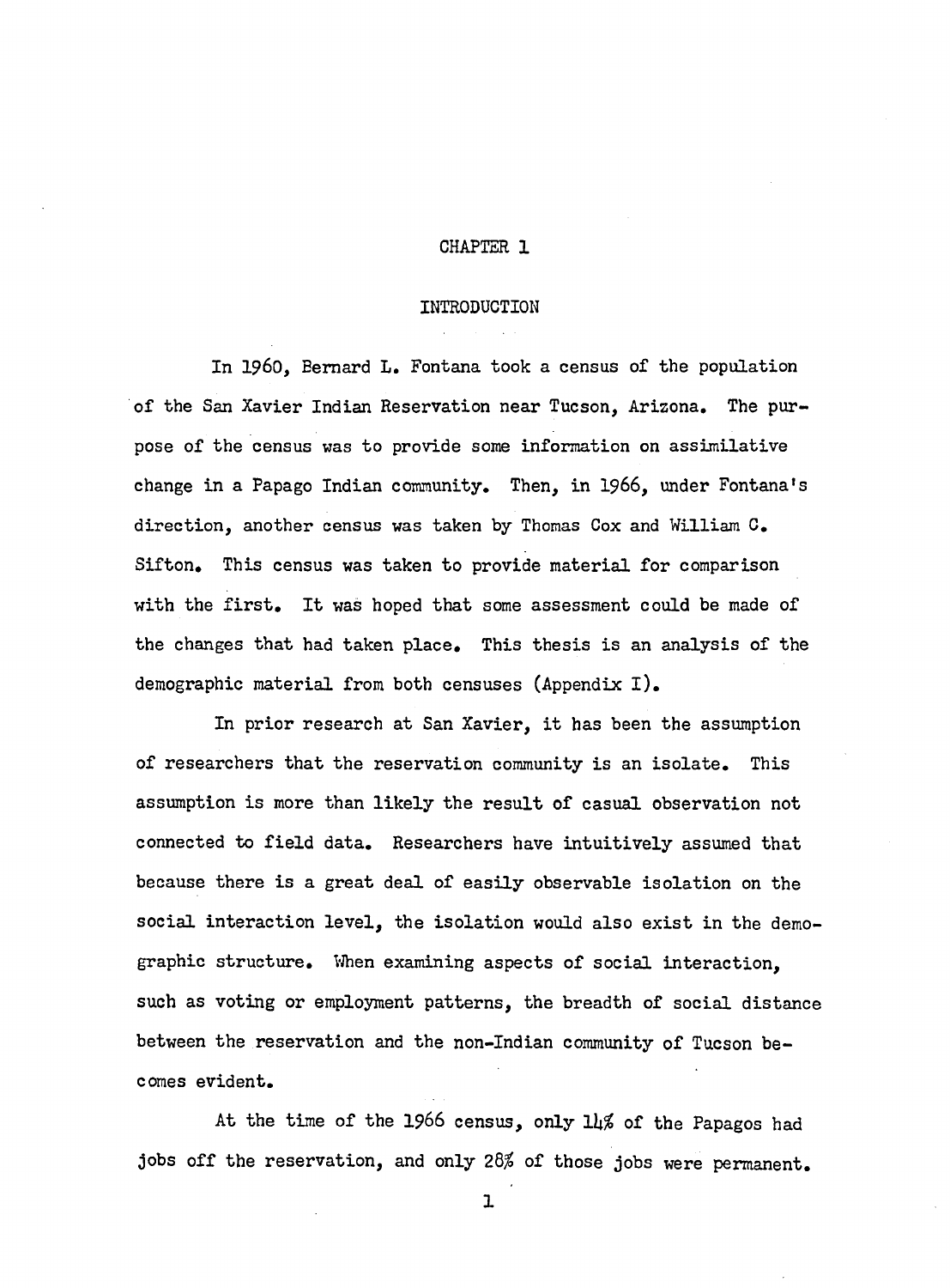# CHAPTER 1

## INTRODUCTION

In 1960, Bernard L. Fontana took a census of the population of the San Xavier Indian Reservation near Tucson, Arizona. The purpose of the census was to provide some information on assimilative change in a Papago Indian community. Then, in 1966, under Fontana's direction, another census was taken by Thomas Cox and William C. Sifton. This census was taken to provide material for comparison with the first. It was hoped that some assessment could be made of the changes that had taken place. This thesis is an analysis of the demographic material from both censuses (Appendix I).

In prior research at San Xavier, it has been the assumption of researchers that the reservation community is an isolate. This assumption is more than likely the result of casual observation not connected to field data. Researchers have intuitively assumed that because there is a great deal of easily observable isolation on the social interaction level, the isolation would also exist in the demographic structure. When examining aspects of social interaction, such as voting or employment patterns, the breadth of social distance between the reservation and the non-Indian community of Tucson becomes evident.

At the time of the 1966 census, only 14% of the Papagos had jobs off the reservation, and only 28% of those jobs were permanent.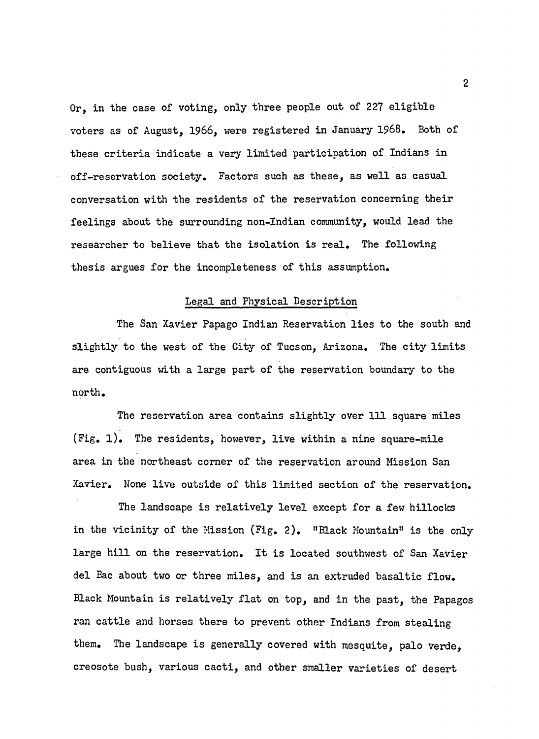Or, in the case of voting, only three people out of 227 eligible voters as of August, 1966, were registered in January 1968. Both of these criteria indicate a very limited participation of Indians in off-reservation society. Factors such as these, as well as casual conversation with the residents of the reservation concerning their feelings about the surrounding non-Indian community, would lead the researcher to believe that the isolation is real. The following thesis argues for the incompleteness of this assumption.

## Legal and Physical Description

The San Xavier Papago Indian Reservation lies to the south and slightly to the west of the City of Tucson, Arizona. The city limits are contiguous with a large part of the reservation boundary to the north.

The reservation area contains slightly over 111 square miles (Fig. 1). The residents, however, live within a nine square-mile area in the northeast corner of the reservation around Mission San Xavier. None live outside of this limited section of the reservation.

The landscape is relatively level except for a few hillocks in the vicinity of the Mission (Fig. 2). "Black Mountain" is the only large hill on the reservation. It is located southwest of San Xavier del Bac about two or three miles, and is an extruded basaltic flow. Black Mountain is relatively flat on top, and in the past, the Papagos ran cattle and horses there to prevent other Indians from stealing them. The landscape is generally covered with mesquite, palo verde, creosote bush, various cacti, and other smaller varieties of desert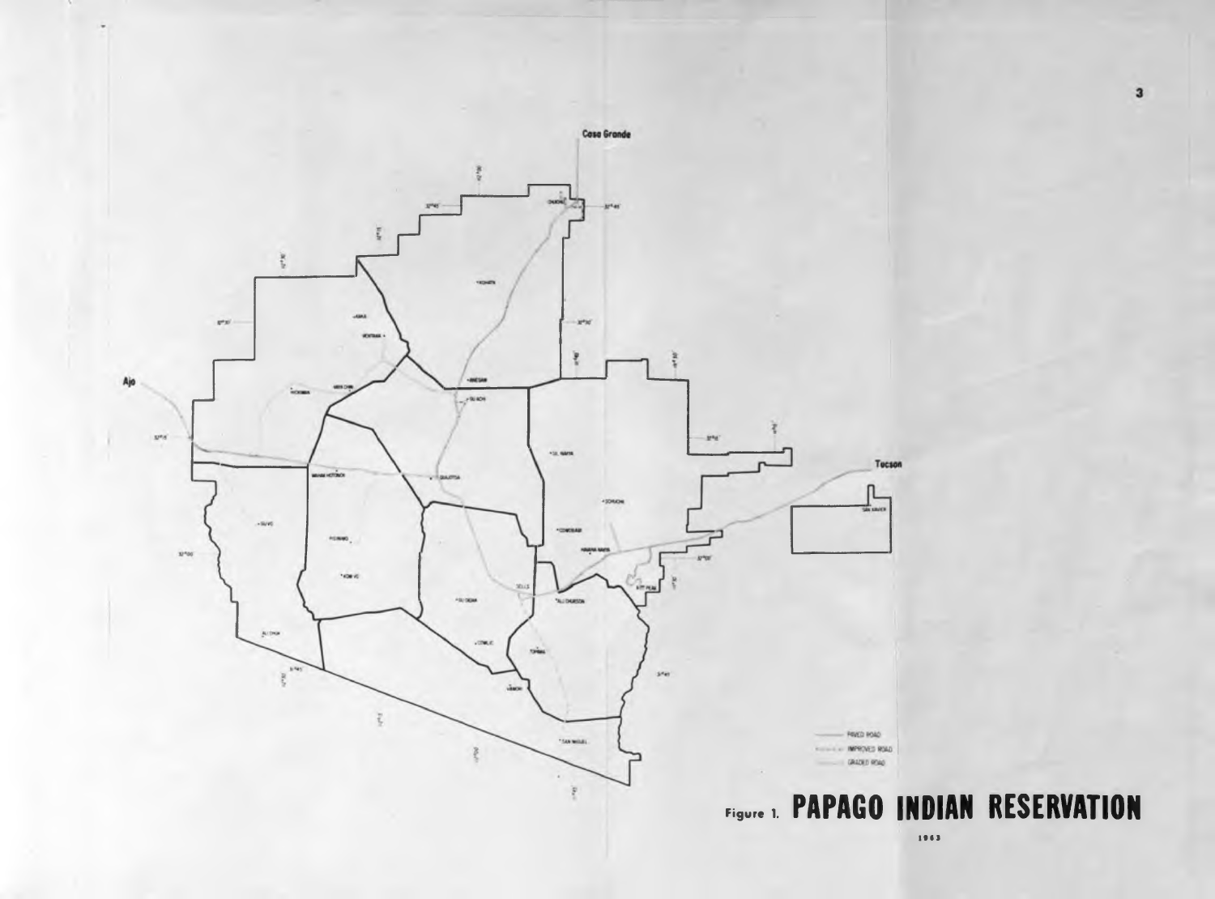Casa Grande

Ajo

Tucson

SAN XAVIER

PAVED ROAD

IMPROVED ROAD

GRADED ROAD

Figure 1. **PAPAGO INDIAN RESERVATION**

1963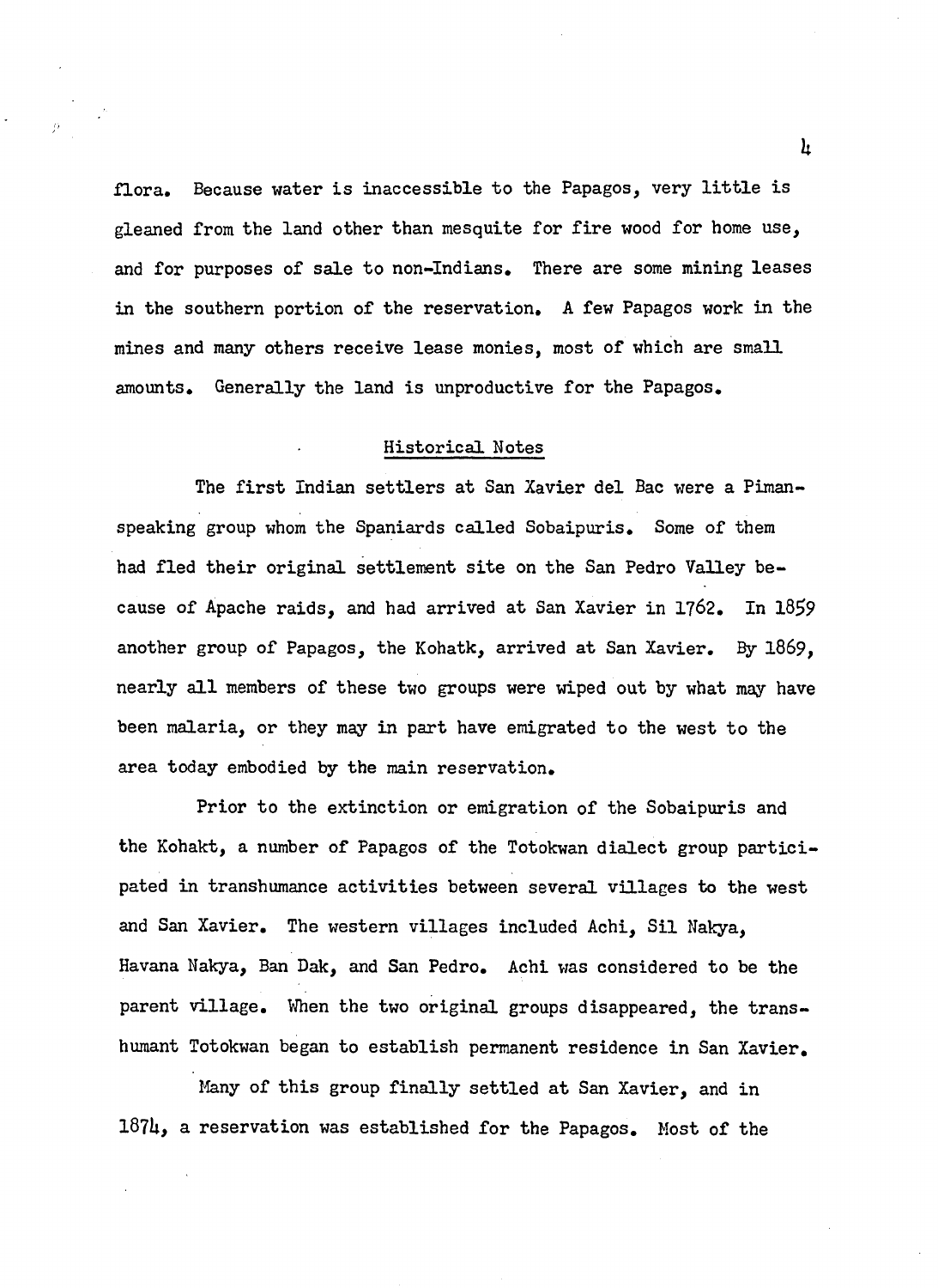flora. Because water is inaccessible to the Papagos, very little is gleaned from the land other than mesquite for fire wood for home use, and for purposes of sale to non-Indians. There are some mining leases in the southern portion of the reservation. A few Papagos work in the mines and many others receive lease monies, most of which are small amounts. Generally the land is unproductive for the Papagos.

## Historical Notes

The first Indian settlers at San Xavier del Bac were a Piman-speaking group whom the Spaniards called Sobaipuris. Some of them had fled their original settlement site on the San Pedro Valley because of Apache raids, and had arrived at San Xavier in 1762. In 1859 another group of Papagos, the Kohatk, arrived at San Xavier. By 1869, nearly all members of these two groups were wiped out by what may have been malaria, or they may in part have emigrated to the west to the area today embodied by the main reservation.

Prior to the extinction or emigration of the Sobaipuris and the Kohakt, a number of Papagos of the Totokwan dialect group participated in transhumance activities between several villages to the west and San Xavier. The western villages included Achi, Sil Nakya, Havana Nakya, Ban Dak, and San Pedro. Achi was considered to be the parent village. When the two original groups disappeared, the transhumant Totokwan began to establish permanent residence in San Xavier.

Many of this group finally settled at San Xavier, and in 1874, a reservation was established for the Papagos. Most of the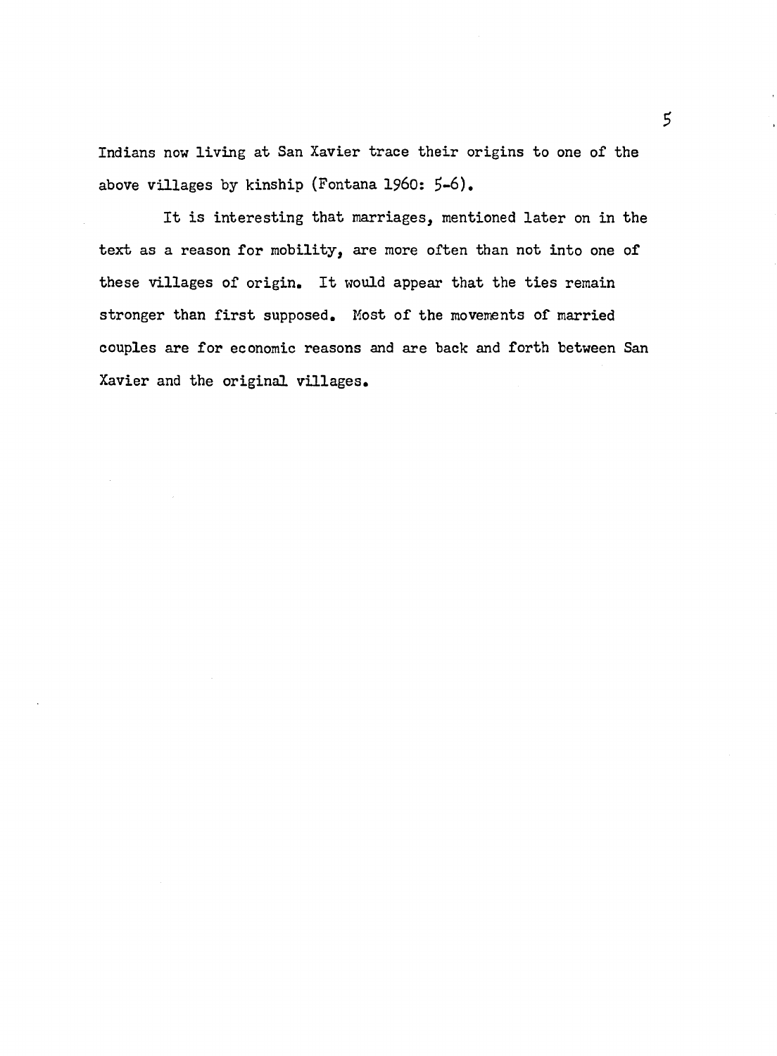Indians now living at San Xavier trace their origins to one of the above villages by kinship (Fontana 1960: 5-6).

It is interesting that marriages, mentioned later on in the text as a reason for mobility, are more often than not into one of these villages of origin. It would appear that the ties remain stronger than first supposed. Most of the movements of married couples are for economic reasons and are back and forth between San Xavier and the original villages.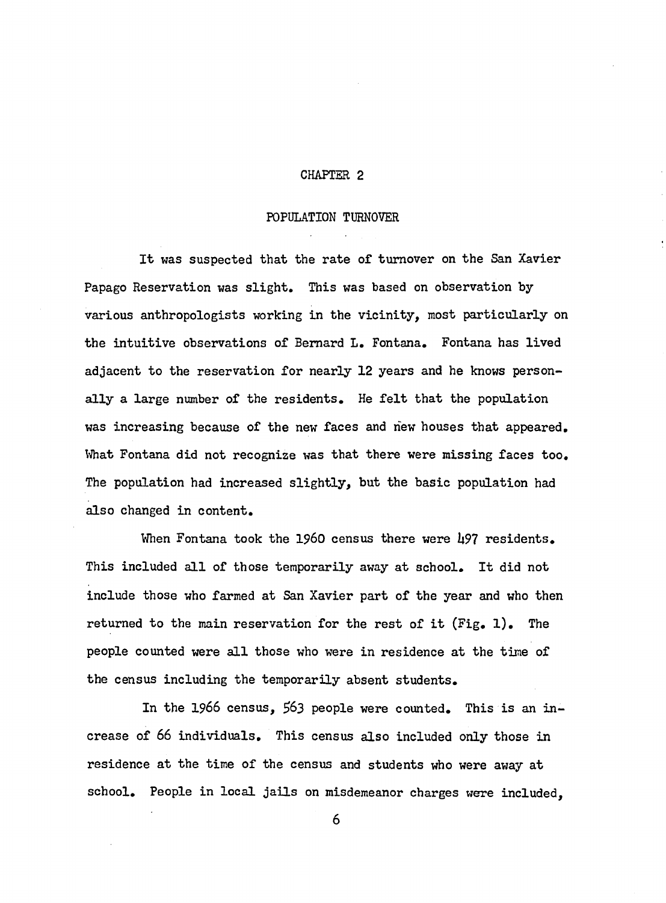# CHAPTER 2

## POPULATION TURNOVER

It was suspected that the rate of turnover on the San Xavier Papago Reservation was slight. This was based on observation by various anthropologists working in the vicinity, most particularly on the intuitive observations of Bernard L. Fontana. Fontana has lived adjacent to the reservation for nearly 12 years and he knows personally a large number of the residents. He felt that the population was increasing because of the new faces and new houses that appeared. What Fontana did not recognize was that there were missing faces too. The population had increased slightly, but the basic population had also changed in content.

When Fontana took the 1960 census there were 497 residents. This included all of those temporarily away at school. It did not include those who farmed at San Xavier part of the year and who then returned to the main reservation for the rest of it (Fig. 1). The people counted were all those who were in residence at the time of the census including the temporarily absent students.

In the 1966 census, 563 people were counted. This is an increase of 66 individuals. This census also included only those in residence at the time of the census and students who were away at school. People in local jails on misdemeanor charges were included,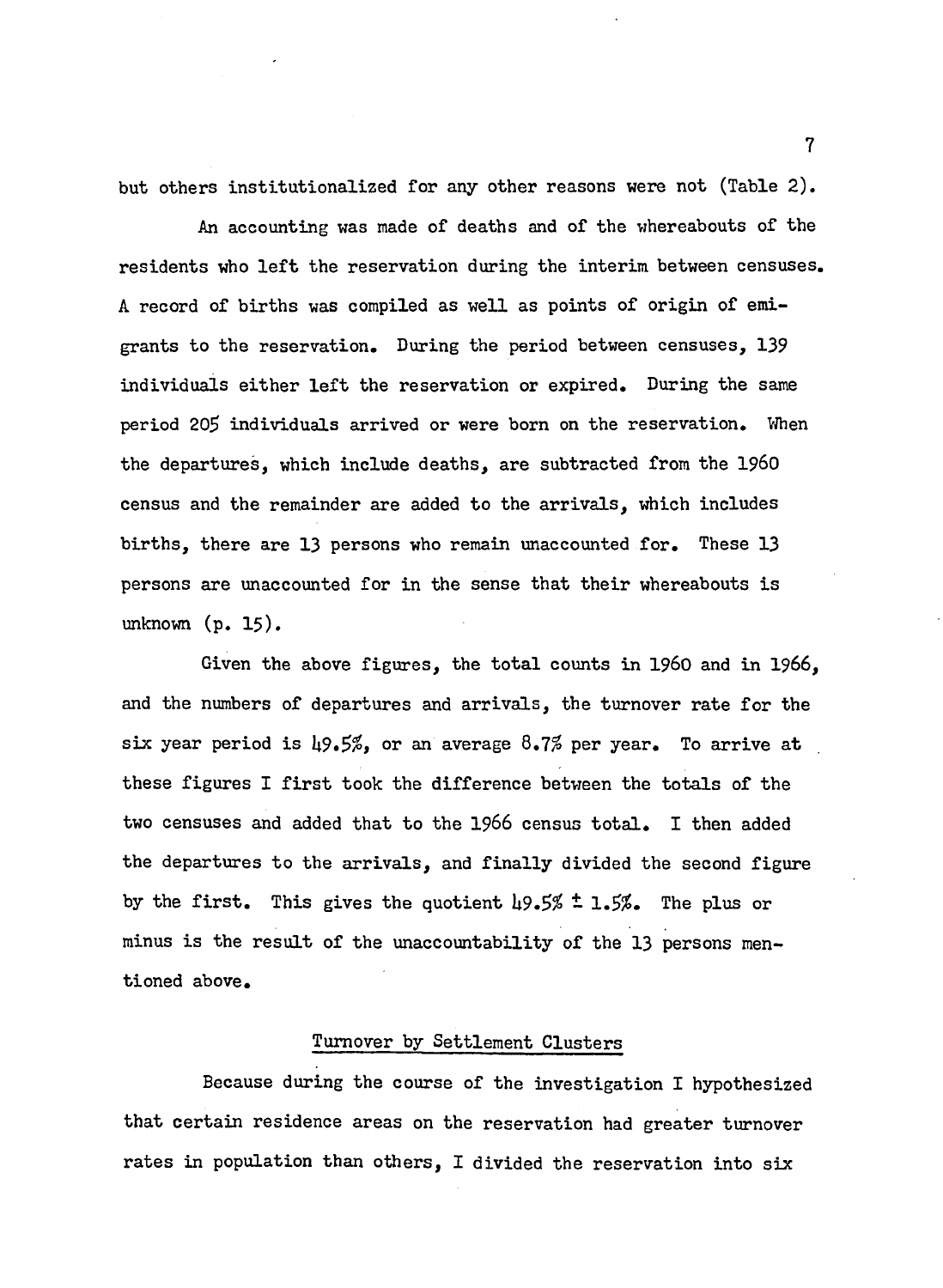but others institutionalized for any other reasons were not (Table 2).

An accounting was made of deaths and of the whereabouts of the residents who left the reservation during the interim between censuses. A record of births was compiled as well as points of origin of emigrants to the reservation. During the period between censuses, 139 individuals either left the reservation or expired. During the same period 205 individuals arrived or were born on the reservation. When the departures, which include deaths, are subtracted from the 1960 census and the remainder are added to the arrivals, which includes births, there are 13 persons who remain unaccounted for. These 13 persons are unaccounted for in the sense that their whereabouts is unknown (p. 15).

Given the above figures, the total counts in 1960 and in 1966, and the numbers of departures and arrivals, the turnover rate for the six year period is 49.5%, or an average 8.7% per year. To arrive at these figures I first took the difference between the totals of the two censuses and added that to the 1966 census total. I then added the departures to the arrivals, and finally divided the second figure by the first. This gives the quotient 49.5% ± 1.5%. The plus or minus is the result of the unaccountability of the 13 persons mentioned above.

## Turnover by Settlement Clusters

Because during the course of the investigation I hypothesized that certain residence areas on the reservation had greater turnover rates in population than others, I divided the reservation into six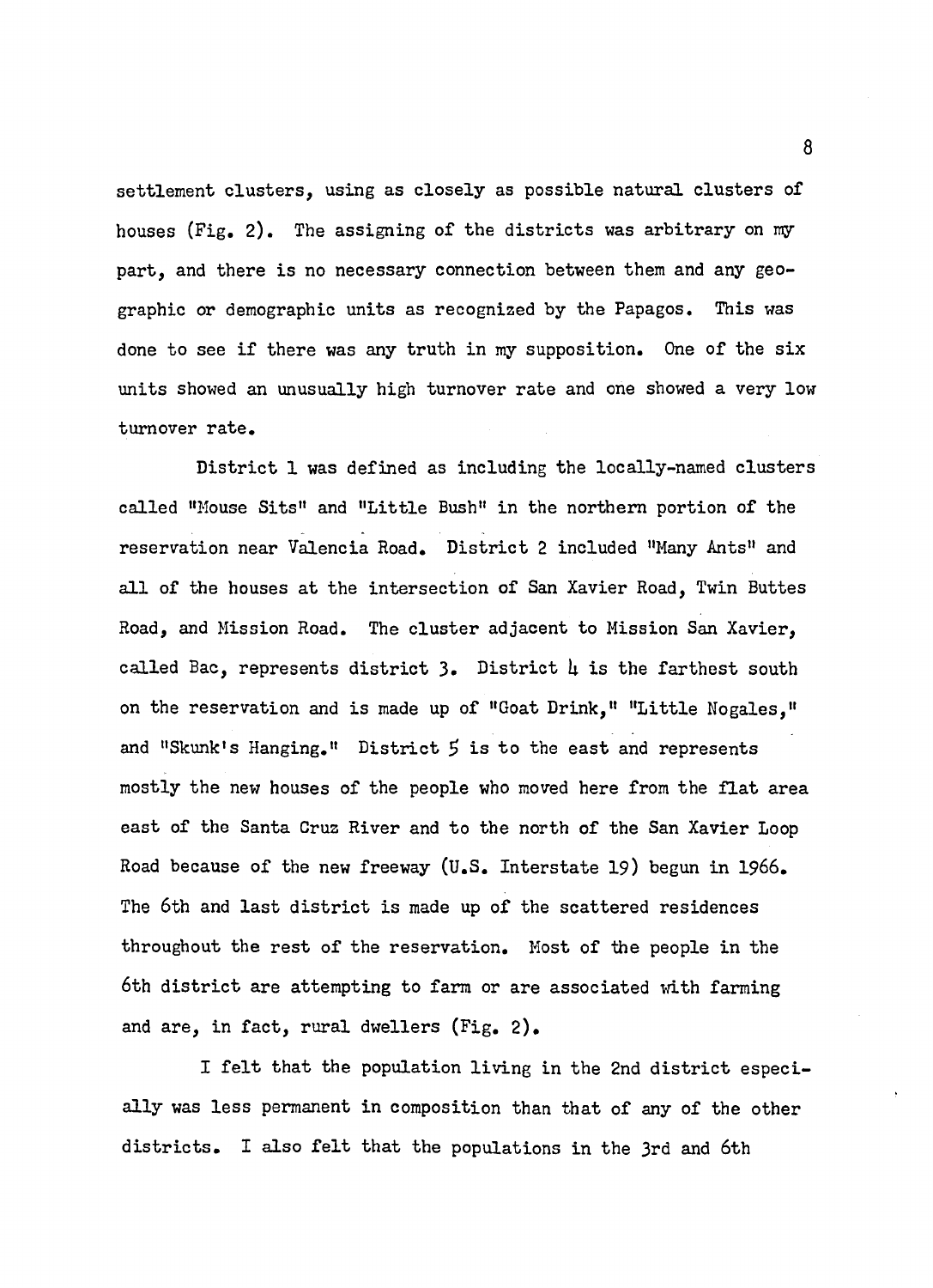settlement clusters, using as closely as possible natural clusters of houses (Fig. 2). The assigning of the districts was arbitrary on my part, and there is no necessary connection between them and any geographic or demographic units as recognized by the Papagos. This was done to see if there was any truth in my supposition. One of the six units showed an unusually high turnover rate and one showed a very low turnover rate.

District 1 was defined as including the locally-named clusters called "Mouse Sits" and "Little Bush" in the northern portion of the reservation near Valencia Road. District 2 included "Many Ants" and all of the houses at the intersection of San Xavier Road, Twin Buttes Road, and Mission Road. The cluster adjacent to Mission San Xavier, called Bac, represents district 3. District 4 is the farthest south on the reservation and is made up of "Goat Drink," "Little Nogales," and "Skunk's Hanging." District 5 is to the east and represents mostly the new houses of the people who moved here from the flat area east of the Santa Cruz River and to the north of the San Xavier Loop Road because of the new freeway (U.S. Interstate 19) begun in 1966. The 6th and last district is made up of the scattered residences throughout the rest of the reservation. Most of the people in the 6th district are attempting to farm or are associated with farming and are, in fact, rural dwellers (Fig. 2).

I felt that the population living in the 2nd district especially was less permanent in composition than that of any of the other districts. I also felt that the populations in the 3rd and 6th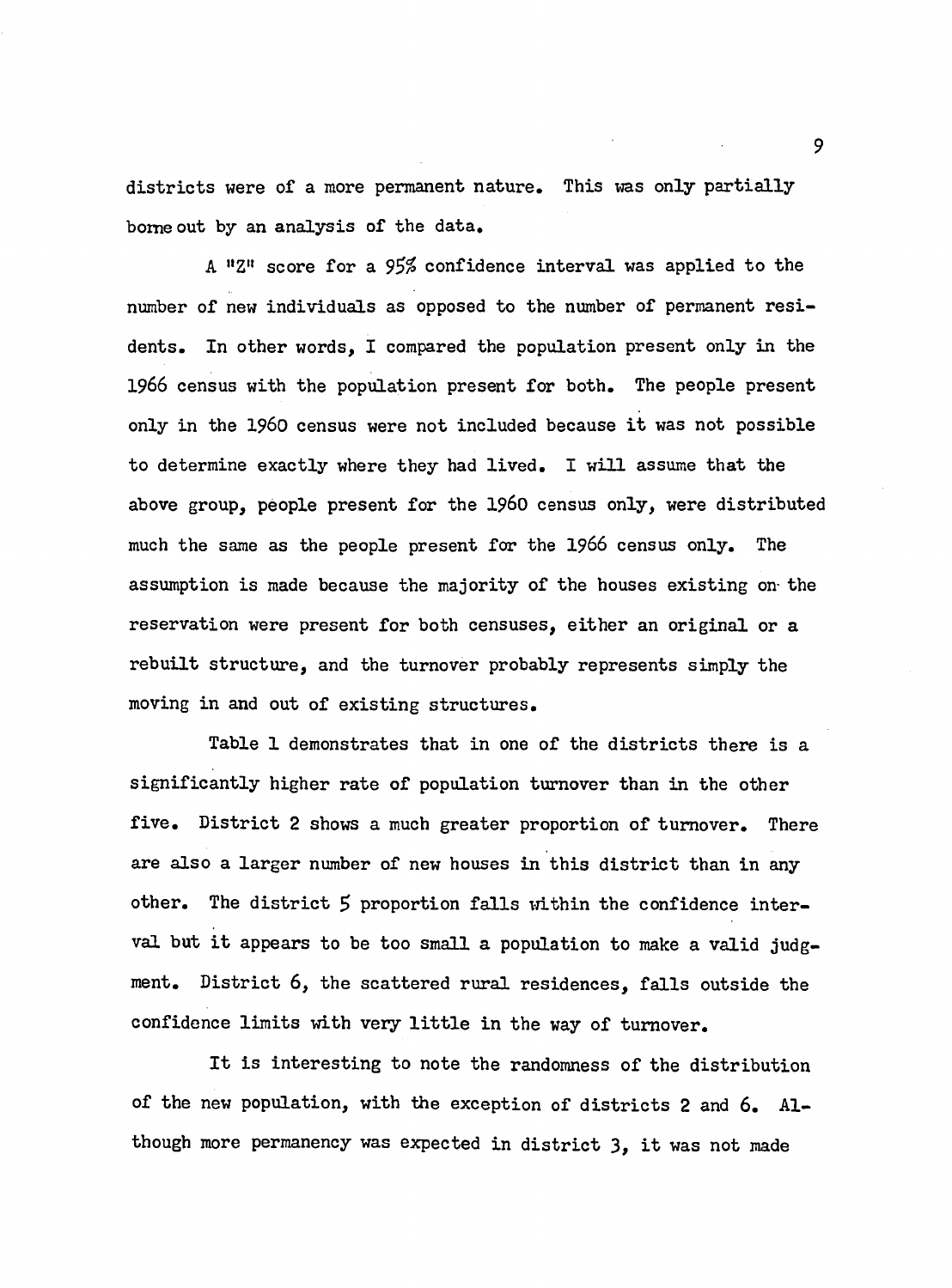districts were of a more permanent nature. This was only partially borne out by an analysis of the data.

A "Z" score for a 95% confidence interval was applied to the number of new individuals as opposed to the number of permanent residents. In other words, I compared the population present only in the 1966 census with the population present for both. The people present only in the 1960 census were not included because it was not possible to determine exactly where they had lived. I will assume that the above group, people present for the 1960 census only, were distributed much the same as the people present for the 1966 census only. The assumption is made because the majority of the houses existing on the reservation were present for both censuses, either an original or a rebuilt structure, and the turnover probably represents simply the moving in and out of existing structures.

Table 1 demonstrates that in one of the districts there is a significantly higher rate of population turnover than in the other five. District 2 shows a much greater proportion of turnover. There are also a larger number of new houses in this district than in any other. The district 5 proportion falls within the confidence interval but it appears to be too small a population to make a valid judgment. District 6, the scattered rural residences, falls outside the confidence limits with very little in the way of turnover.

It is interesting to note the randomness of the distribution of the new population, with the exception of districts 2 and 6. Although more permanency was expected in district 3, it was not made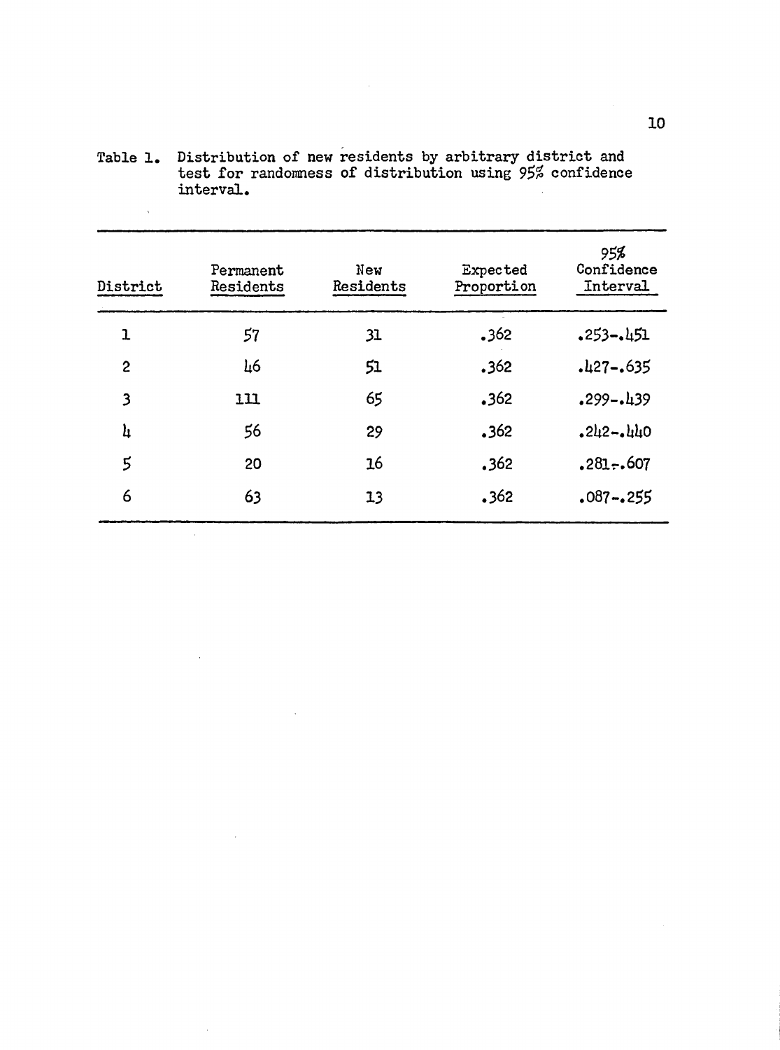Table 1. Distribution of new residents by arbitrary district and test for randomness of distribution using 95% confidence interval.

| District | Permanent Residents | New Residents | Expected Proportion | 95% Confidence Interval |
|---|---|---|---|---|
| 1 | 57 | 31 | .362 | .253-.451 |
| 2 | 46 | 51 | .362 | .427-.635 |
| 3 | 111 | 65 | .362 | .299-.439 |
| 4 | 56 | 29 | .362 | .242-.440 |
| 5 | 20 | 16 | .362 | .281-.607 |
| 6 | 63 | 13 | .362 | .087-.255 |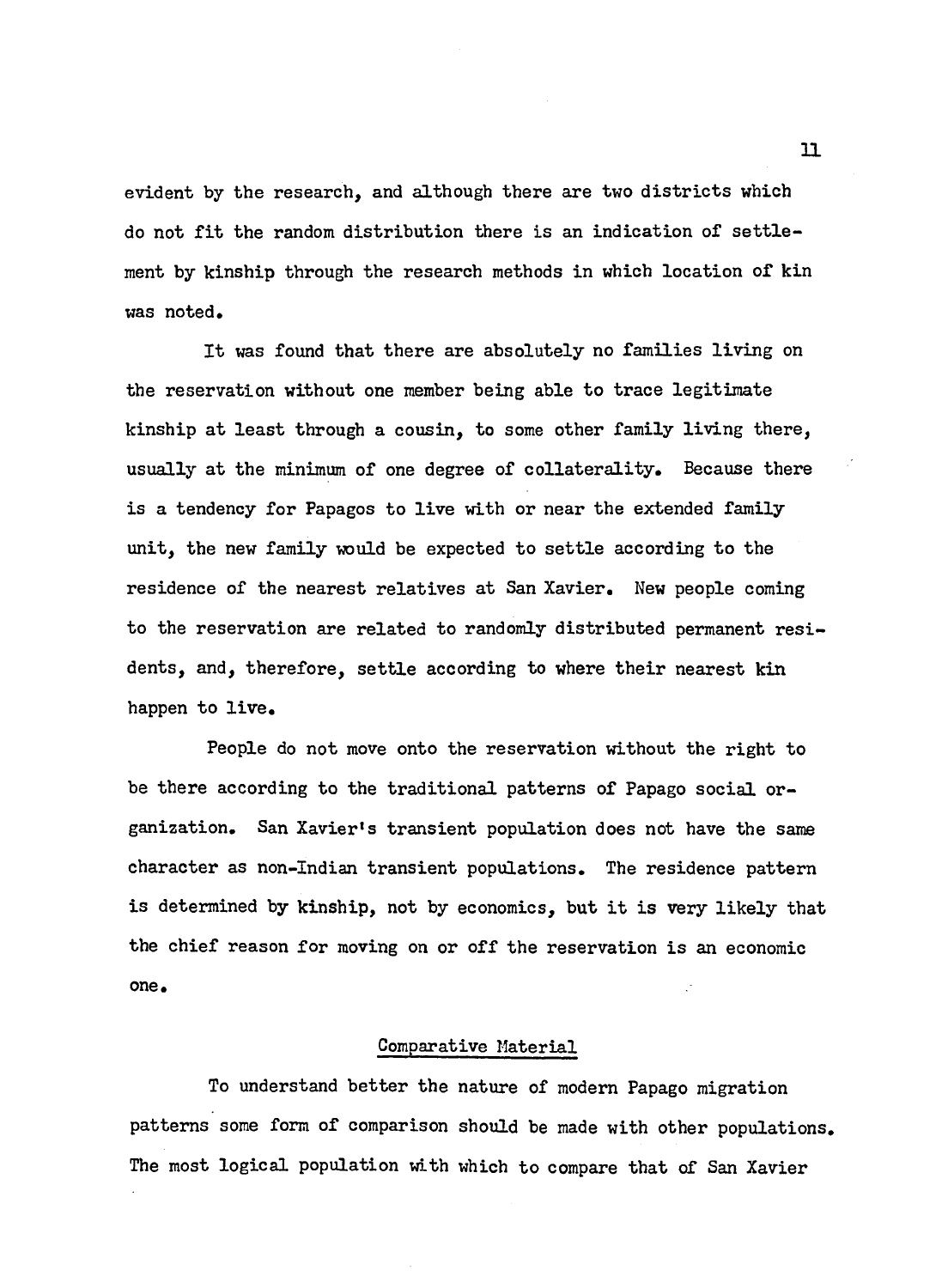evident by the research, and although there are two districts which do not fit the random distribution there is an indication of settlement by kinship through the research methods in which location of kin was noted.

It was found that there are absolutely no families living on the reservation without one member being able to trace legitimate kinship at least through a cousin, to some other family living there, usually at the minimum of one degree of collaterality. Because there is a tendency for Papagos to live with or near the extended family unit, the new family would be expected to settle according to the residence of the nearest relatives at San Xavier. New people coming to the reservation are related to randomly distributed permanent residents, and, therefore, settle according to where their nearest kin happen to live.

People do not move onto the reservation without the right to be there according to the traditional patterns of Papago social organization. San Xavier's transient population does not have the same character as non-Indian transient populations. The residence pattern is determined by kinship, not by economics, but it is very likely that the chief reason for moving on or off the reservation is an economic one.

## Comparative Material

To understand better the nature of modern Papago migration patterns some form of comparison should be made with other populations. The most logical population with which to compare that of San Xavier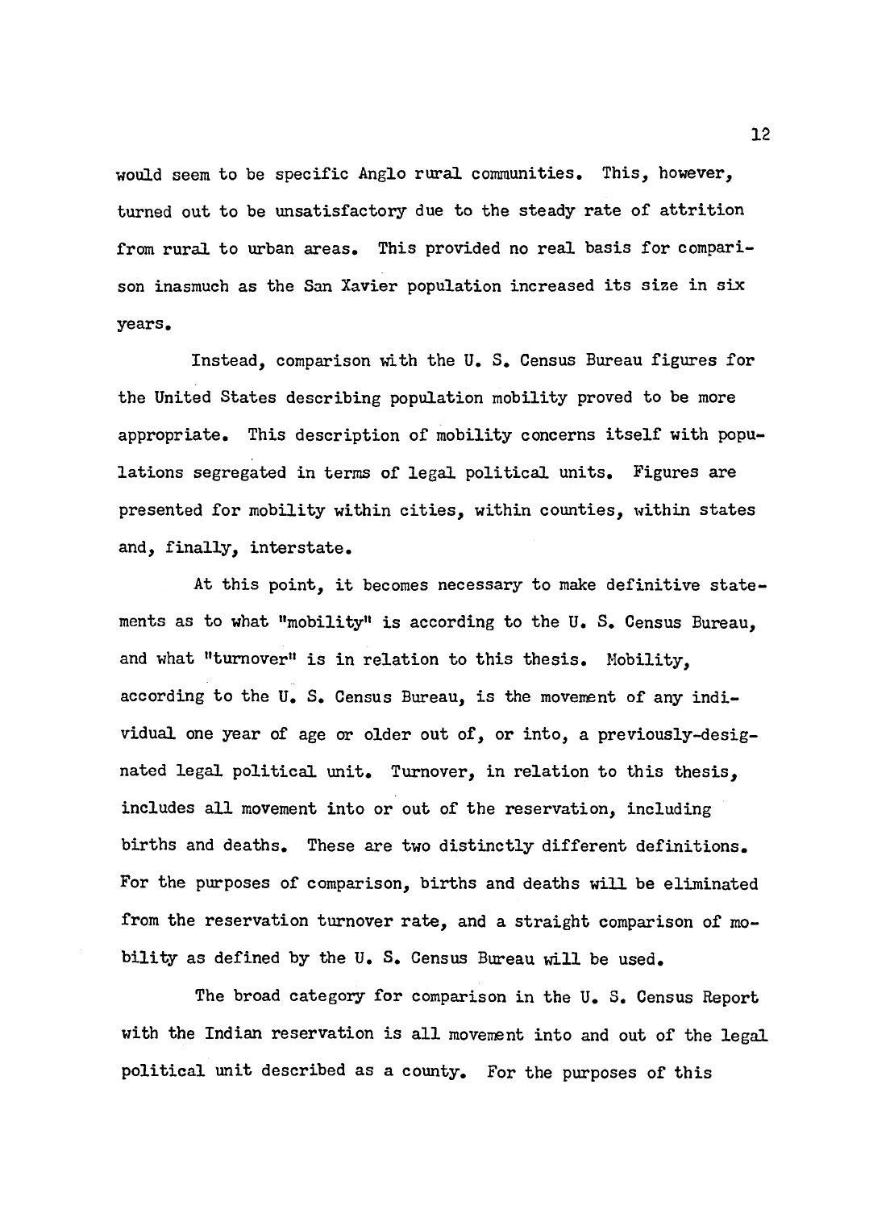would seem to be specific Anglo rural communities. This, however, turned out to be unsatisfactory due to the steady rate of attrition from rural to urban areas. This provided no real basis for comparison inasmuch as the San Xavier population increased its size in six years.

Instead, comparison with the U. S. Census Bureau figures for the United States describing population mobility proved to be more appropriate. This description of mobility concerns itself with populations segregated in terms of legal political units. Figures are presented for mobility within cities, within counties, within states and, finally, interstate.

At this point, it becomes necessary to make definitive statements as to what "mobility" is according to the U. S. Census Bureau, and what "turnover" is in relation to this thesis. Mobility, according to the U. S. Census Bureau, is the movement of any individual one year of age or older out of, or into, a previously-designated legal political unit. Turnover, in relation to this thesis, includes all movement into or out of the reservation, including births and deaths. These are two distinctly different definitions. For the purposes of comparison, births and deaths will be eliminated from the reservation turnover rate, and a straight comparison of mobility as defined by the U. S. Census Bureau will be used.

The broad category for comparison in the U. S. Census Report with the Indian reservation is all movement into and out of the legal political unit described as a county. For the purposes of this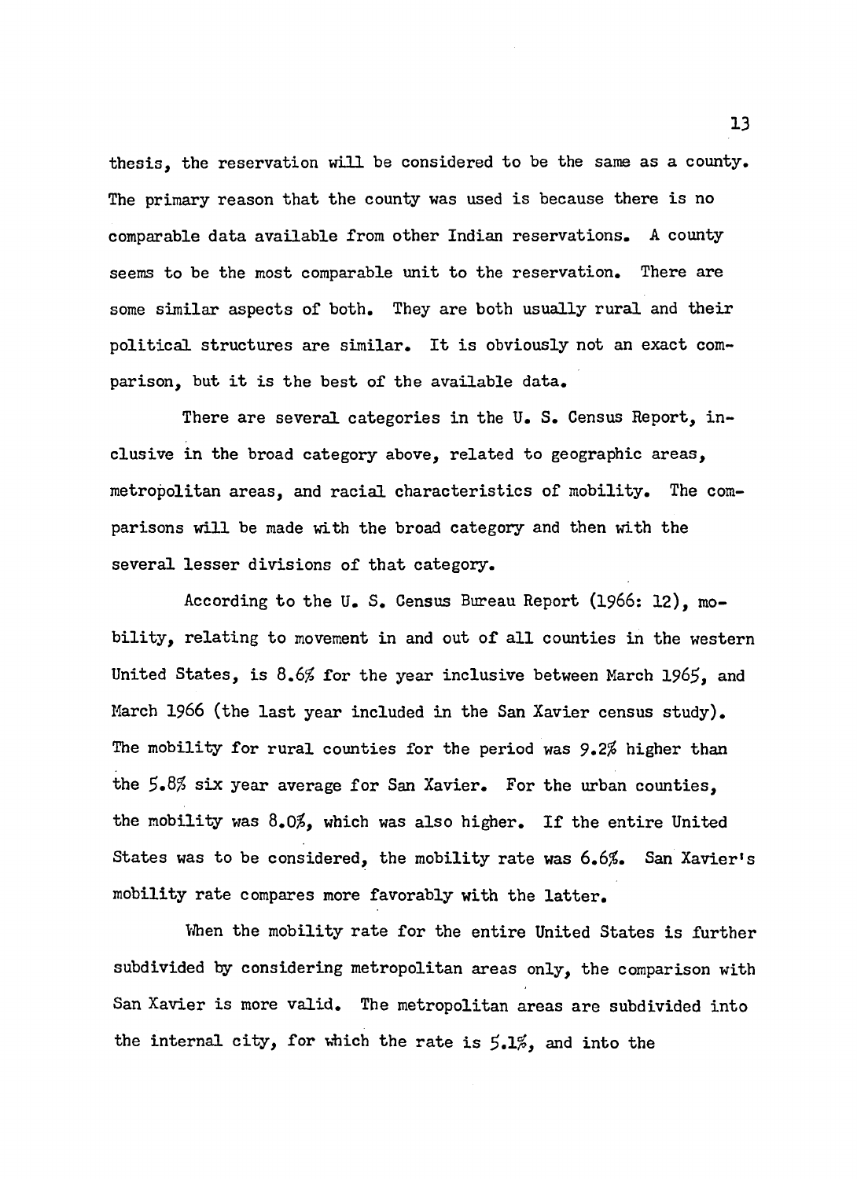thesis, the reservation will be considered to be the same as a county. The primary reason that the county was used is because there is no comparable data available from other Indian reservations. A county seems to be the most comparable unit to the reservation. There are some similar aspects of both. They are both usually rural and their political structures are similar. It is obviously not an exact comparison, but it is the best of the available data.

There are several categories in the U. S. Census Report, inclusive in the broad category above, related to geographic areas, metropolitan areas, and racial characteristics of mobility. The comparisons will be made with the broad category and then with the several lesser divisions of that category.

According to the U. S. Census Bureau Report (1966: 12), mobility, relating to movement in and out of all counties in the western United States, is 8.6% for the year inclusive between March 1965, and March 1966 (the last year included in the San Xavier census study). The mobility for rural counties for the period was 9.2% higher than the 5.8% six year average for San Xavier. For the urban counties, the mobility was 8.0%, which was also higher. If the entire United States was to be considered, the mobility rate was 6.6%. San Xavier's mobility rate compares more favorably with the latter.

When the mobility rate for the entire United States is further subdivided by considering metropolitan areas only, the comparison with San Xavier is more valid. The metropolitan areas are subdivided into the internal city, for which the rate is 5.1%, and into the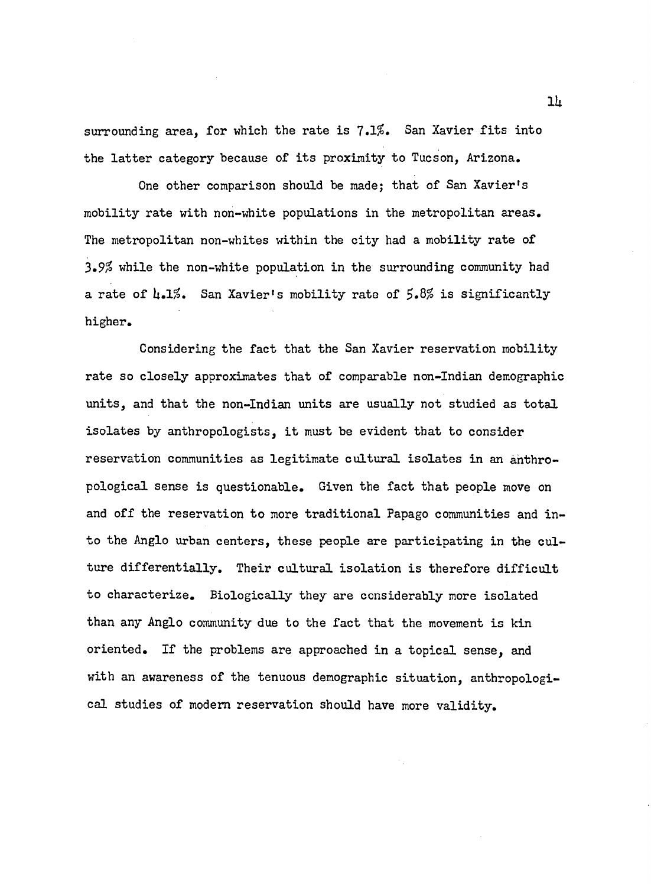surrounding area, for which the rate is 7.1%. San Xavier fits into the latter category because of its proximity to Tucson, Arizona.

One other comparison should be made; that of San Xavier's mobility rate with non-white populations in the metropolitan areas. The metropolitan non-whites within the city had a mobility rate of 3.9% while the non-white population in the surrounding community had a rate of 4.1%. San Xavier's mobility rate of 5.8% is significantly higher.

Considering the fact that the San Xavier reservation mobility rate so closely approximates that of comparable non-Indian demographic units, and that the non-Indian units are usually not studied as total isolates by anthropologists, it must be evident that to consider reservation communities as legitimate cultural isolates in an anthropological sense is questionable. Given the fact that people move on and off the reservation to more traditional Papago communities and into the Anglo urban centers, these people are participating in the culture differentially. Their cultural isolation is therefore difficult to characterize. Biologically they are considerably more isolated than any Anglo community due to the fact that the movement is kin oriented. If the problems are approached in a topical sense, and with an awareness of the tenuous demographic situation, anthropological studies of modern reservation should have more validity.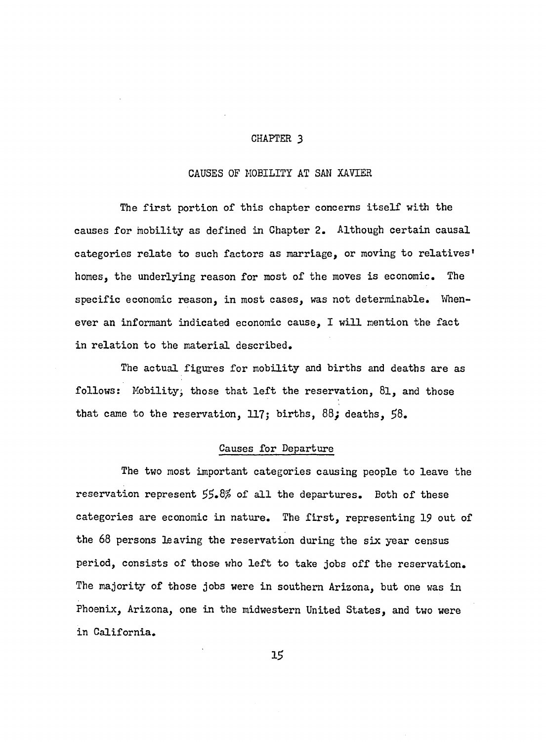# CHAPTER 3

## CAUSES OF MOBILITY AT SAN XAVIER

The first portion of this chapter concerns itself with the causes for mobility as defined in Chapter 2. Although certain causal categories relate to such factors as marriage, or moving to relatives' homes, the underlying reason for most of the moves is economic. The specific economic reason, in most cases, was not determinable. Whenever an informant indicated economic cause, I will mention the fact in relation to the material described.

The actual figures for mobility and births and deaths are as follows: Mobility, those that left the reservation, 81, and those that came to the reservation, 117; births, 88; deaths, 58.

### Causes for Departure

The two most important categories causing people to leave the reservation represent 55.8% of all the departures. Both of these categories are economic in nature. The first, representing 19 out of the 68 persons leaving the reservation during the six year census period, consists of those who left to take jobs off the reservation. The majority of those jobs were in southern Arizona, but one was in Phoenix, Arizona, one in the midwestern United States, and two were in California.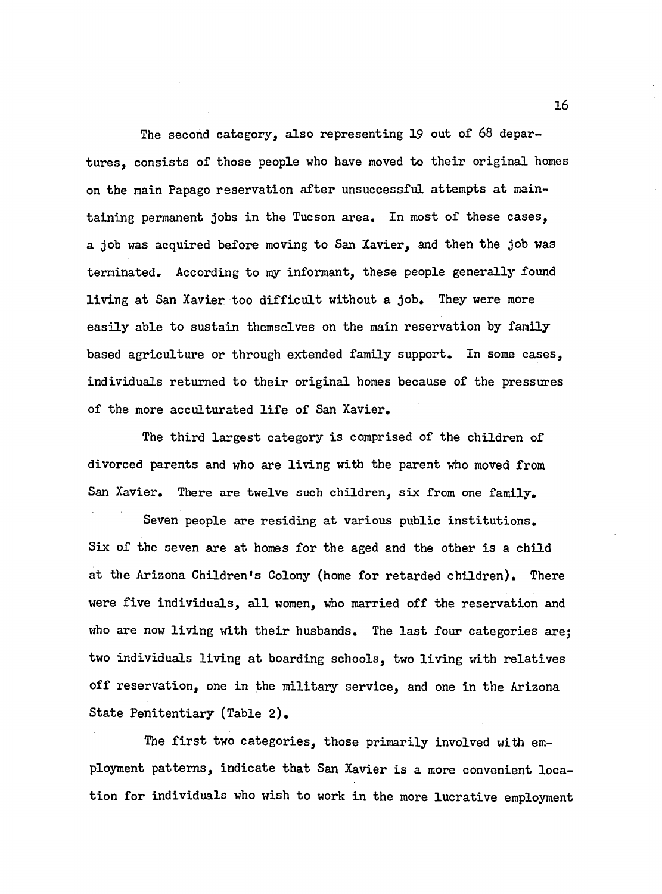The second category, also representing 19 out of 68 departures, consists of those people who have moved to their original homes on the main Papago reservation after unsuccessful attempts at maintaining permanent jobs in the Tucson area. In most of these cases, a job was acquired before moving to San Xavier, and then the job was terminated. According to my informant, these people generally found living at San Xavier too difficult without a job. They were more easily able to sustain themselves on the main reservation by family based agriculture or through extended family support. In some cases, individuals returned to their original homes because of the pressures of the more acculturated life of San Xavier.

The third largest category is comprised of the children of divorced parents and who are living with the parent who moved from San Xavier. There are twelve such children, six from one family.

Seven people are residing at various public institutions. Six of the seven are at homes for the aged and the other is a child at the Arizona Children's Colony (home for retarded children). There were five individuals, all women, who married off the reservation and who are now living with their husbands. The last four categories are; two individuals living at boarding schools, two living with relatives off reservation, one in the military service, and one in the Arizona State Penitentiary (Table 2).

The first two categories, those primarily involved with employment patterns, indicate that San Xavier is a more convenient location for individuals who wish to work in the more lucrative employment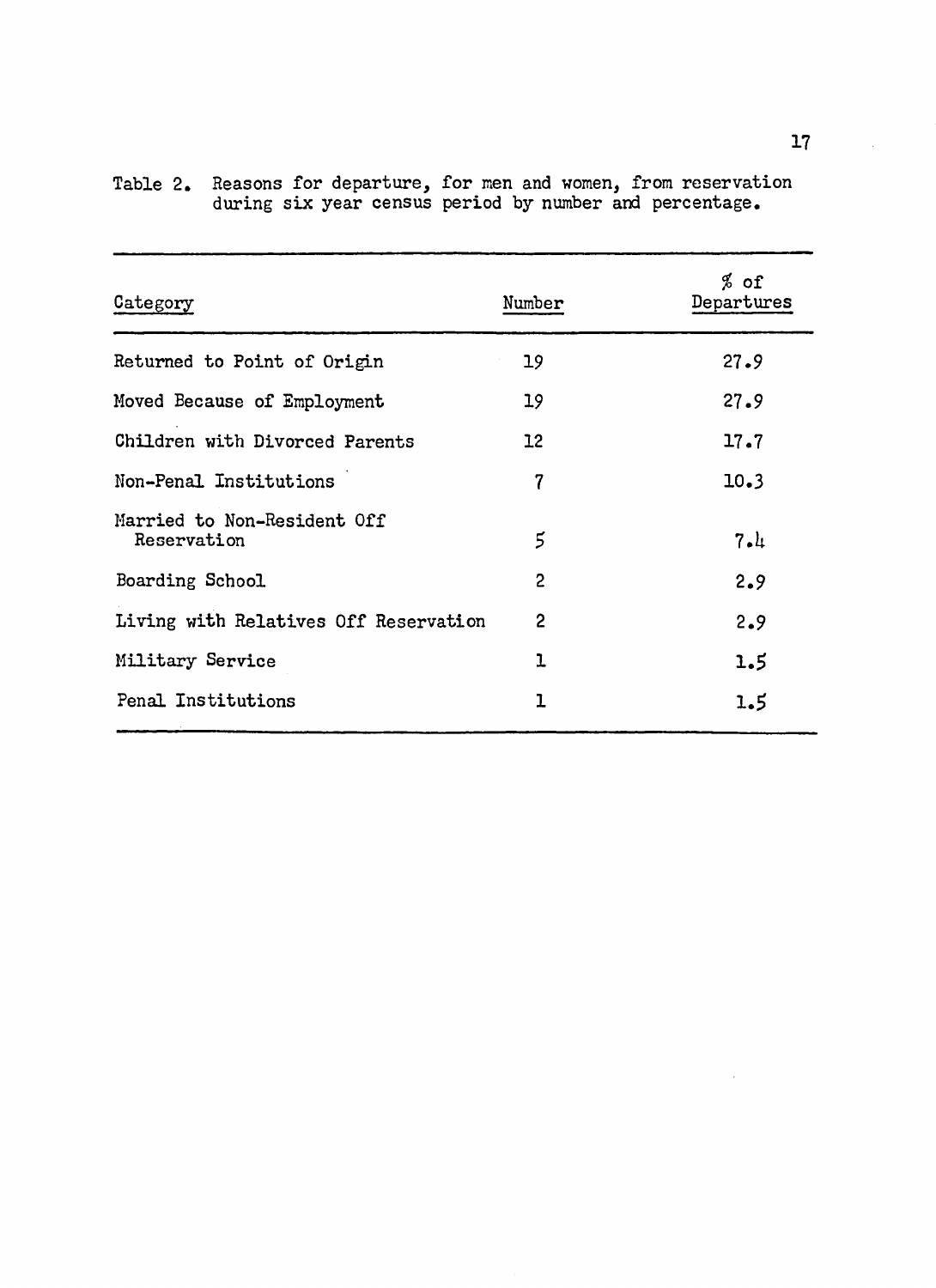Table 2. Reasons for departure, for men and women, from reservation during six year census period by number and percentage.

| Category | Number | % of Departures |
|---|---|---|
| Returned to Point of Origin | 19 | 27.9 |
| Moved Because of Employment | 19 | 27.9 |
| Children with Divorced Parents | 12 | 17.7 |
| Non-Penal Institutions | 7 | 10.3 |
| Married to Non-Resident Off Reservation | 5 | 7.4 |
| Boarding School | 2 | 2.9 |
| Living with Relatives Off Reservation | 2 | 2.9 |
| Military Service | 1 | 1.5 |
| Penal Institutions | 1 | 1.5 |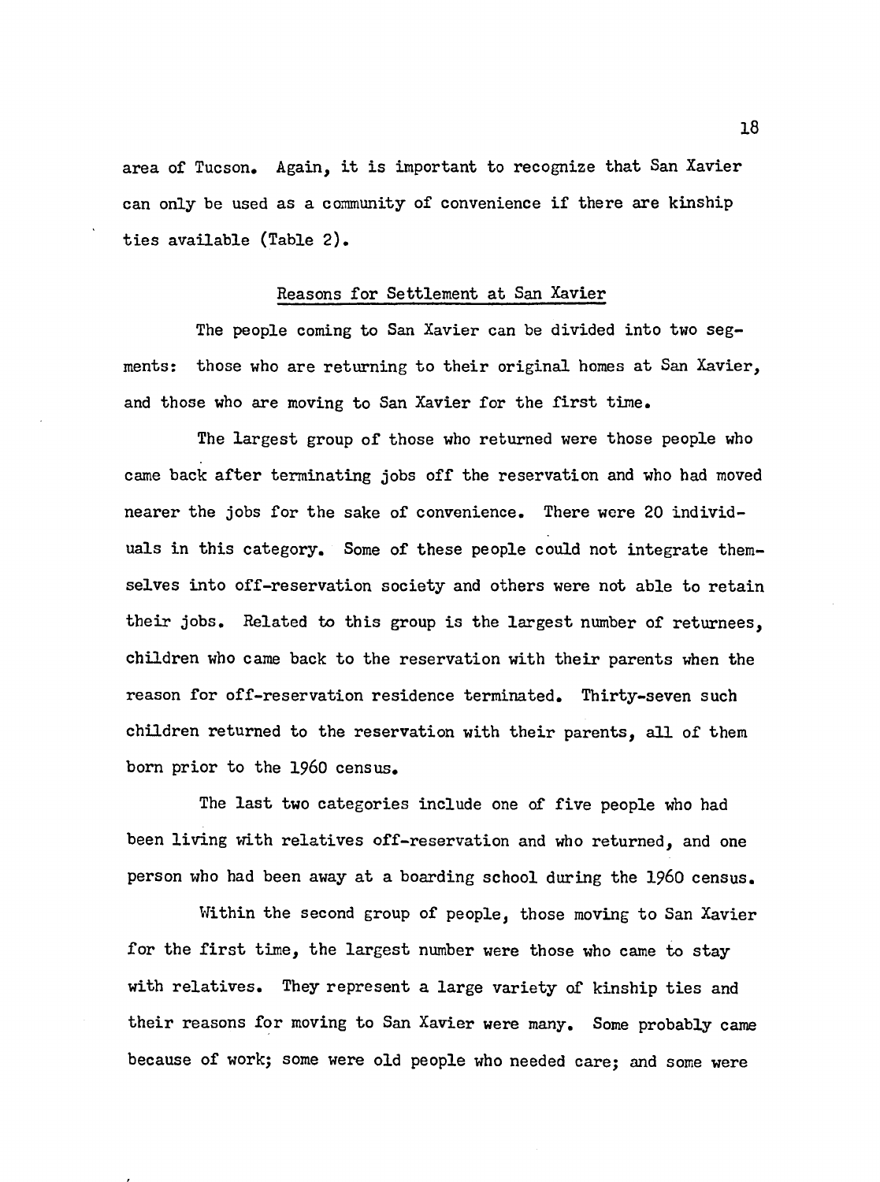area of Tucson. Again, it is important to recognize that San Xavier can only be used as a community of convenience if there are kinship ties available (Table 2).

## Reasons for Settlement at San Xavier

The people coming to San Xavier can be divided into two segments: those who are returning to their original homes at San Xavier, and those who are moving to San Xavier for the first time.

The largest group of those who returned were those people who came back after terminating jobs off the reservation and who had moved nearer the jobs for the sake of convenience. There were 20 individuals in this category. Some of these people could not integrate themselves into off-reservation society and others were not able to retain their jobs. Related to this group is the largest number of returnees, children who came back to the reservation with their parents when the reason for off-reservation residence terminated. Thirty-seven such children returned to the reservation with their parents, all of them born prior to the 1960 census.

The last two categories include one of five people who had been living with relatives off-reservation and who returned, and one person who had been away at a boarding school during the 1960 census.

Within the second group of people, those moving to San Xavier for the first time, the largest number were those who came to stay with relatives. They represent a large variety of kinship ties and their reasons for moving to San Xavier were many. Some probably came because of work; some were old people who needed care; and some were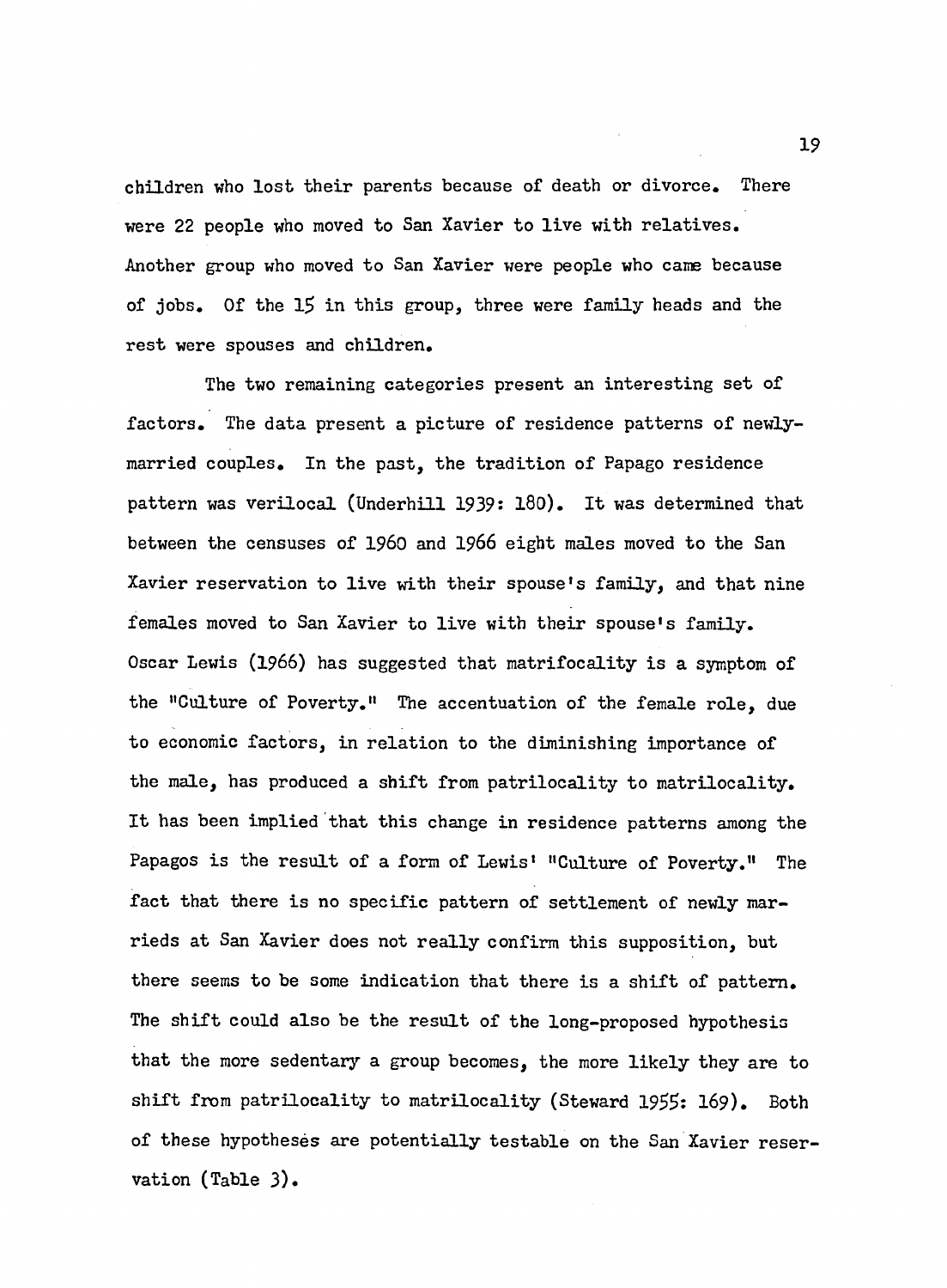children who lost their parents because of death or divorce. There were 22 people who moved to San Xavier to live with relatives. Another group who moved to San Xavier were people who came because of jobs. Of the 15 in this group, three were family heads and the rest were spouses and children.

The two remaining categories present an interesting set of factors. The data present a picture of residence patterns of newly-married couples. In the past, the tradition of Papago residence pattern was verilocal (Underhill 1939: 180). It was determined that between the censuses of 1960 and 1966 eight males moved to the San Xavier reservation to live with their spouse's family, and that nine females moved to San Xavier to live with their spouse's family. Oscar Lewis (1966) has suggested that matrifocality is a symptom of the "Culture of Poverty." The accentuation of the female role, due to economic factors, in relation to the diminishing importance of the male, has produced a shift from patrilocality to matrilocality. It has been implied that this change in residence patterns among the Papagos is the result of a form of Lewis' "Culture of Poverty." The fact that there is no specific pattern of settlement of newly marrieds at San Xavier does not really confirm this supposition, but there seems to be some indication that there is a shift of pattern. The shift could also be the result of the long-proposed hypothesis that the more sedentary a group becomes, the more likely they are to shift from patrilocality to matrilocality (Steward 1955: 169). Both of these hypotheses are potentially testable on the San Xavier reservation (Table 3).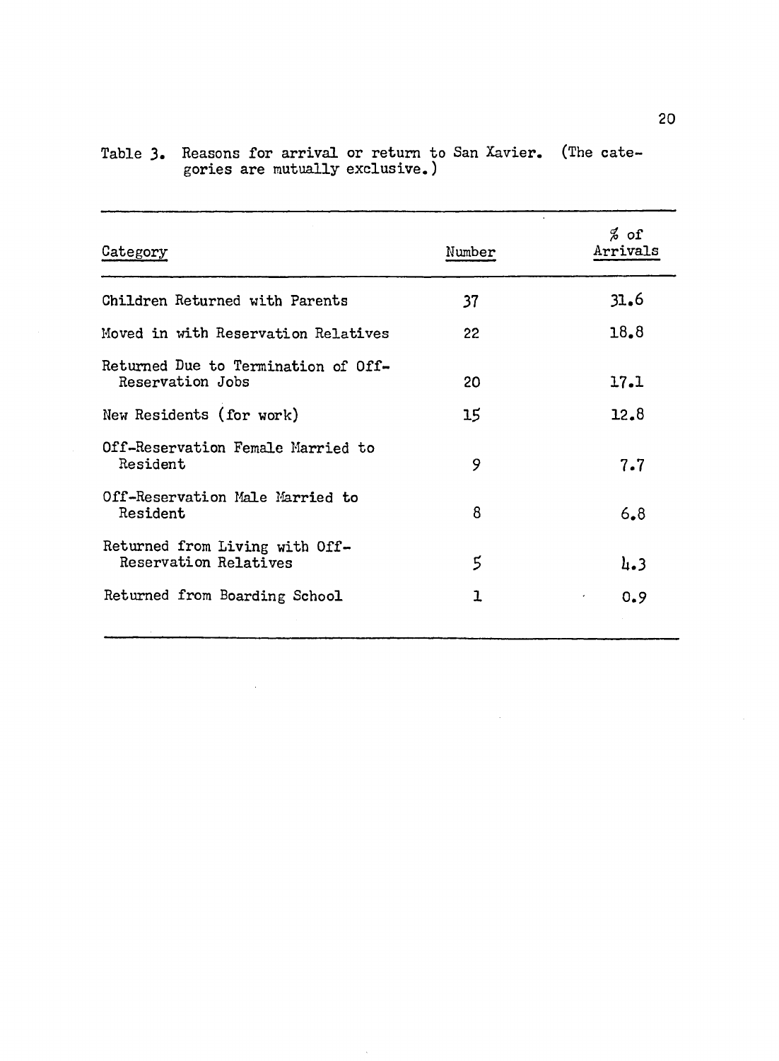Table 3. Reasons for arrival or return to San Xavier. (The categories are mutually exclusive.)

| Category | Number | % of Arrivals |
|---|---|---|
| Children Returned with Parents | 37 | 31.6 |
| Moved in with Reservation Relatives | 22 | 18.8 |
| Returned Due to Termination of Off-Reservation Jobs | 20 | 17.1 |
| New Residents (for work) | 15 | 12.8 |
| Off-Reservation Female Married to Resident | 9 | 7.7 |
| Off-Reservation Male Married to Resident | 8 | 6.8 |
| Returned from Living with Off-Reservation Relatives | 5 | 4.3 |
| Returned from Boarding School | 1 | 0.9 |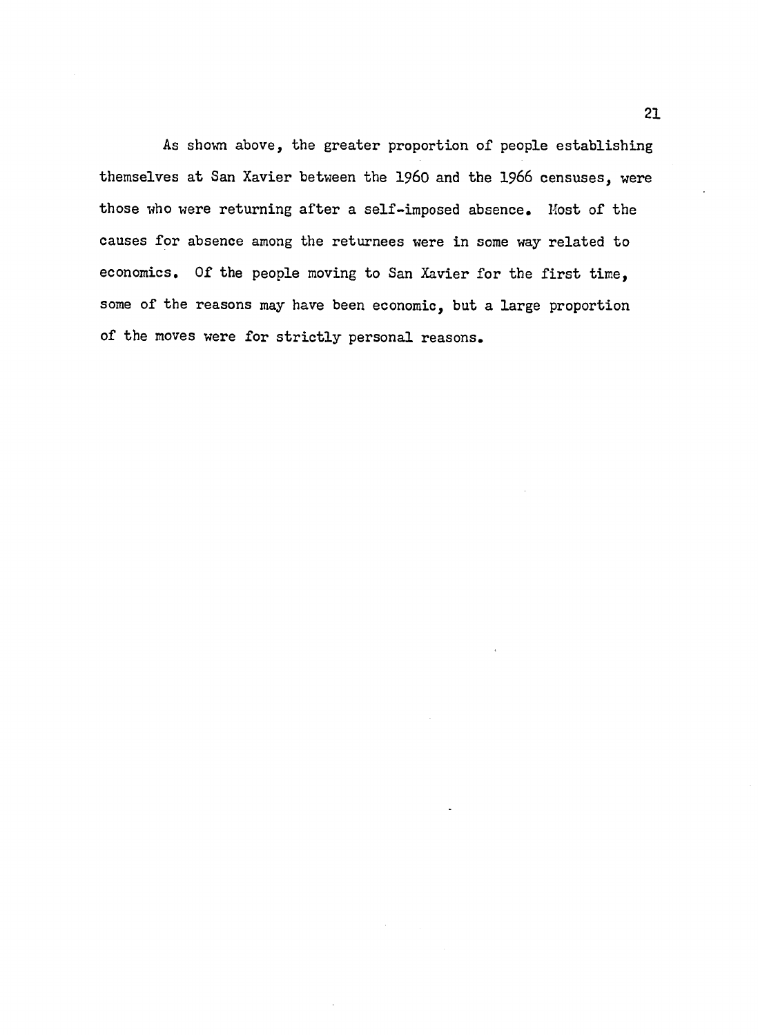As shown above, the greater proportion of people establishing themselves at San Xavier between the 1960 and the 1966 censuses, were those who were returning after a self-imposed absence. Most of the causes for absence among the returnees were in some way related to economics. Of the people moving to San Xavier for the first time, some of the reasons may have been economic, but a large proportion of the moves were for strictly personal reasons.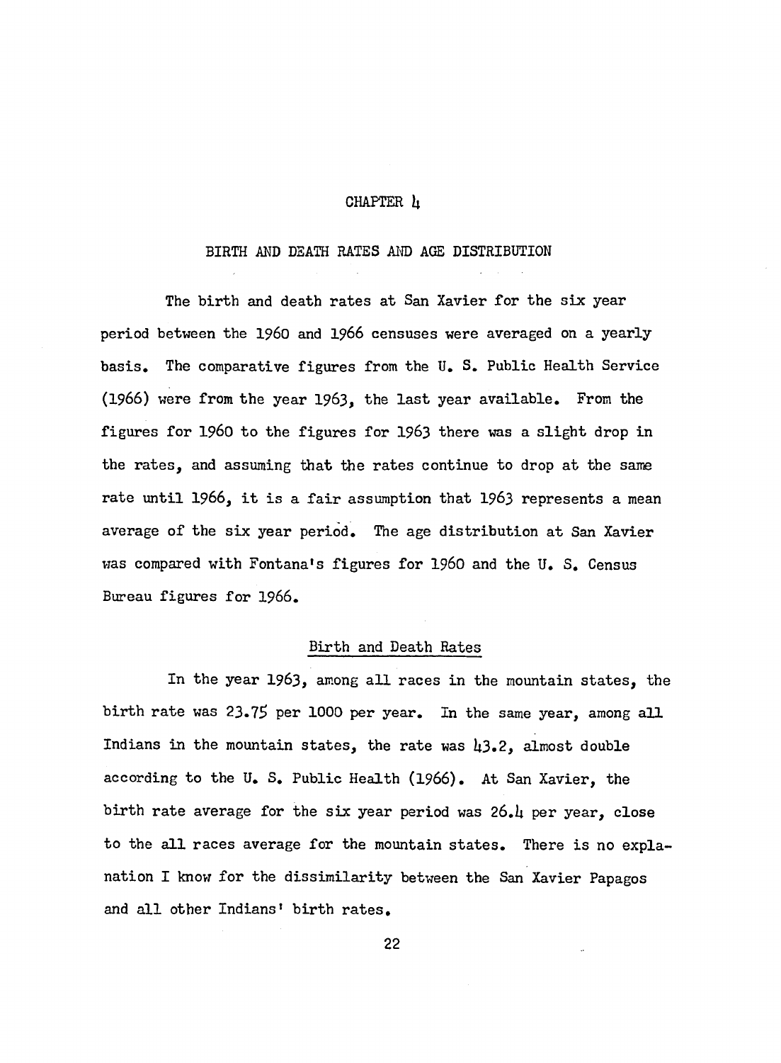# CHAPTER 4

## BIRTH AND DEATH RATES AND AGE DISTRIBUTION

The birth and death rates at San Xavier for the six year period between the 1960 and 1966 censuses were averaged on a yearly basis. The comparative figures from the U. S. Public Health Service (1966) were from the year 1963, the last year available. From the figures for 1960 to the figures for 1963 there was a slight drop in the rates, and assuming that the rates continue to drop at the same rate until 1966, it is a fair assumption that 1963 represents a mean average of the six year period. The age distribution at San Xavier was compared with Fontana's figures for 1960 and the U. S. Census Bureau figures for 1966.

### Birth and Death Rates

In the year 1963, among all races in the mountain states, the birth rate was 23.75 per 1000 per year. In the same year, among all Indians in the mountain states, the rate was 43.2, almost double according to the U. S. Public Health (1966). At San Xavier, the birth rate average for the six year period was 26.4 per year, close to the all races average for the mountain states. There is no explanation I know for the dissimilarity between the San Xavier Papagos and all other Indians' birth rates.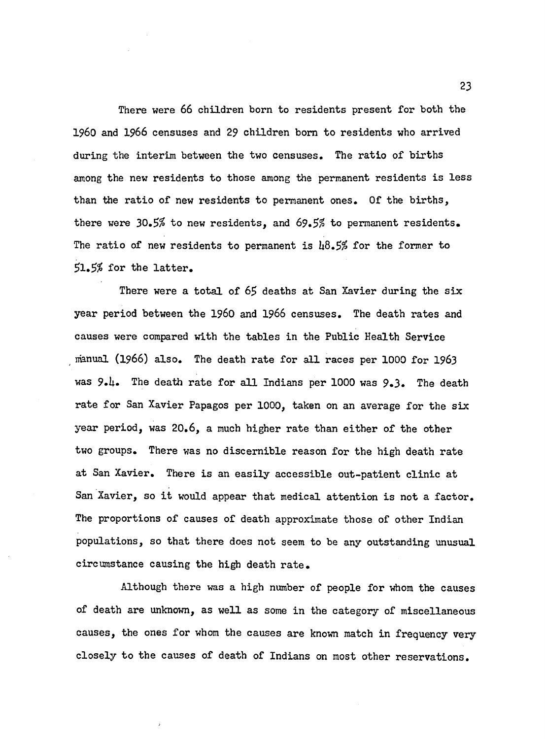There were 66 children born to residents present for both the 1960 and 1966 censuses and 29 children born to residents who arrived during the interim between the two censuses. The ratio of births among the new residents to those among the permanent residents is less than the ratio of new residents to permanent ones. Of the births, there were 30.5% to new residents, and 69.5% to permanent residents. The ratio of new residents to permanent is 48.5% for the former to 51.5% for the latter.

There were a total of 65 deaths at San Xavier during the six year period between the 1960 and 1966 censuses. The death rates and causes were compared with the tables in the Public Health Service manual (1966) also. The death rate for all races per 1000 for 1963 was 9.4. The death rate for all Indians per 1000 was 9.3. The death rate for San Xavier Papagos per 1000, taken on an average for the six year period, was 20.6, a much higher rate than either of the other two groups. There was no discernible reason for the high death rate at San Xavier. There is an easily accessible out-patient clinic at San Xavier, so it would appear that medical attention is not a factor. The proportions of causes of death approximate those of other Indian populations, so that there does not seem to be any outstanding unusual circumstance causing the high death rate.

Although there was a high number of people for whom the causes of death are unknown, as well as some in the category of miscellaneous causes, the ones for whom the causes are known match in frequency very closely to the causes of death of Indians on most other reservations.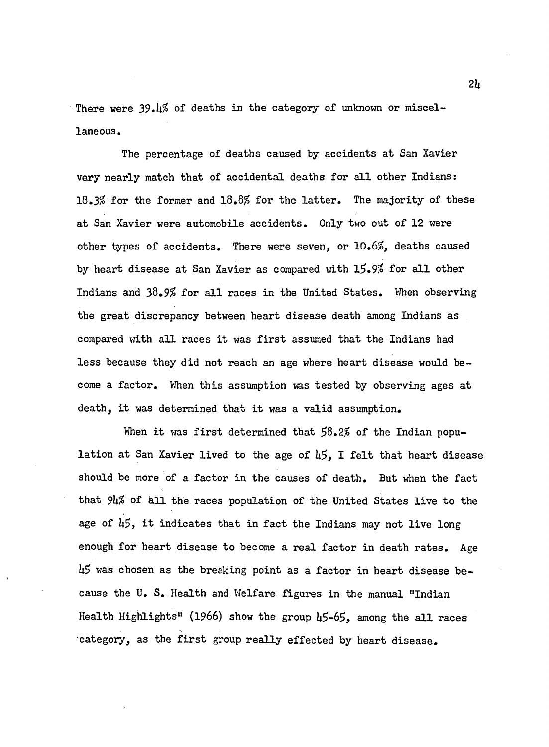There were 39.4% of deaths in the category of unknown or miscellaneous.

The percentage of deaths caused by accidents at San Xavier very nearly match that of accidental deaths for all other Indians: 18.3% for the former and 18.8% for the latter. The majority of these at San Xavier were automobile accidents. Only two out of 12 were other types of accidents. There were seven, or 10.6%, deaths caused by heart disease at San Xavier as compared with 15.9% for all other Indians and 38.9% for all races in the United States. When observing the great discrepancy between heart disease death among Indians as compared with all races it was first assumed that the Indians had less because they did not reach an age where heart disease would become a factor. When this assumption was tested by observing ages at death, it was determined that it was a valid assumption.

When it was first determined that 58.2% of the Indian population at San Xavier lived to the age of 45, I felt that heart disease should be more of a factor in the causes of death. But when the fact that 94% of all the races population of the United States live to the age of 45, it indicates that in fact the Indians may not live long enough for heart disease to become a real factor in death rates. Age 45 was chosen as the breaking point as a factor in heart disease because the U. S. Health and Welfare figures in the manual "Indian Health Highlights" (1966) show the group 45-65, among the all races category, as the first group really effected by heart disease.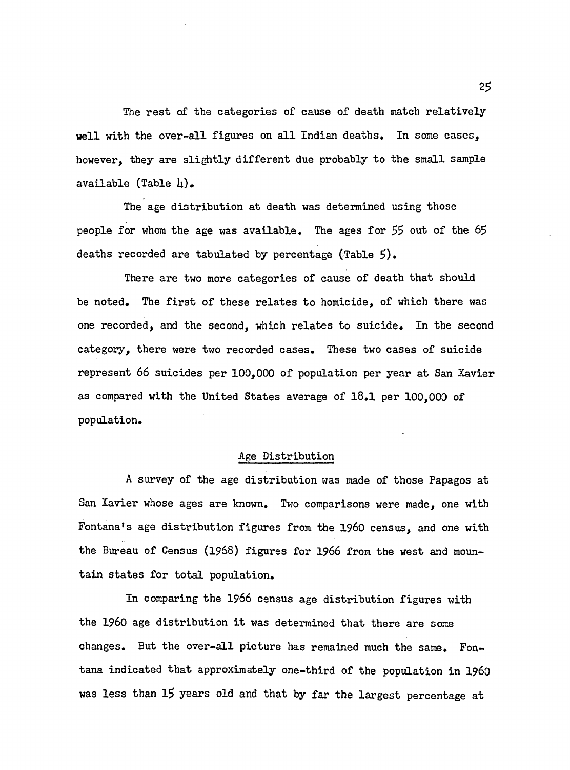The rest of the categories of cause of death match relatively well with the over-all figures on all Indian deaths. In some cases, however, they are slightly different due probably to the small sample available (Table 4).

The age distribution at death was determined using those people for whom the age was available. The ages for 55 out of the 65 deaths recorded are tabulated by percentage (Table 5).

There are two more categories of cause of death that should be noted. The first of these relates to homicide, of which there was one recorded, and the second, which relates to suicide. In the second category, there were two recorded cases. These two cases of suicide represent 66 suicides per 100,000 of population per year at San Xavier as compared with the United States average of 18.1 per 100,000 of population.

## Age Distribution

A survey of the age distribution was made of those Papagos at San Xavier whose ages are known. Two comparisons were made, one with Fontana's age distribution figures from the 1960 census, and one with the Bureau of Census (1968) figures for 1966 from the west and mountain states for total population.

In comparing the 1966 census age distribution figures with the 1960 age distribution it was determined that there are some changes. But the over-all picture has remained much the same. Fontana indicated that approximately one-third of the population in 1960 was less than 15 years old and that by far the largest percentage at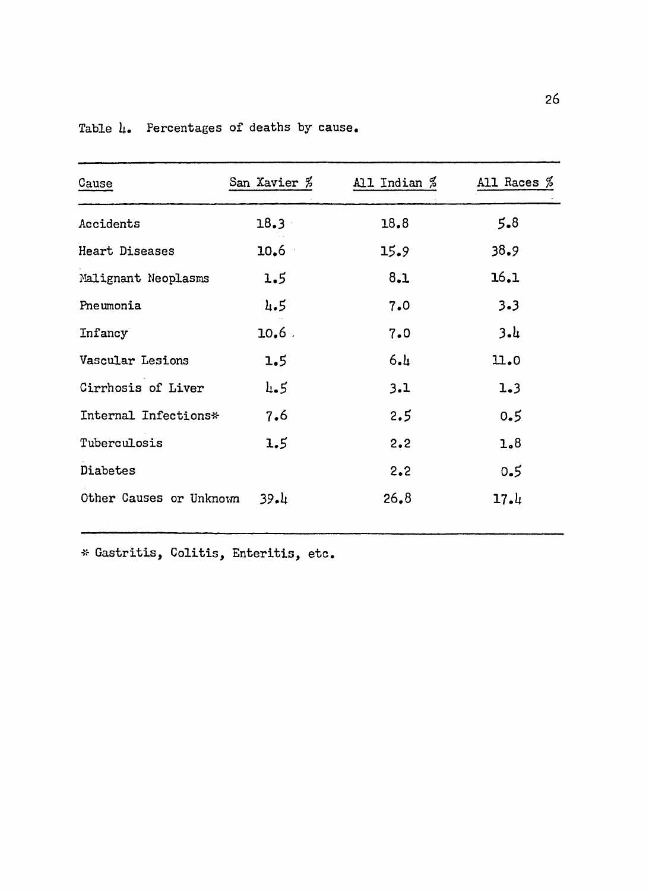Table 4. Percentages of deaths by cause.

| Cause | San Xavier % | All Indian % | All Races % |
|---|---|---|---|
| Accidents | 18.3 | 18.8 | 5.8 |
| Heart Diseases | 10.6 | 15.9 | 38.9 |
| Malignant Neoplasms | 1.5 | 8.1 | 16.1 |
| Pneumonia | 4.5 | 7.0 | 3.3 |
| Infancy | 10.6 | 7.0 | 3.4 |
| Vascular Lesions | 1.5 | 6.4 | 11.0 |
| Cirrhosis of Liver | 4.5 | 3.1 | 1.3 |
| Internal Infections* | 7.6 | 2.5 | 0.5 |
| Tuberculosis | 1.5 | 2.2 | 1.8 |
| Diabetes | | 2.2 | 0.5 |
| Other Causes or Unknown | 39.4 | 26.8 | 17.4 |

\* Gastritis, Colitis, Enteritis, etc.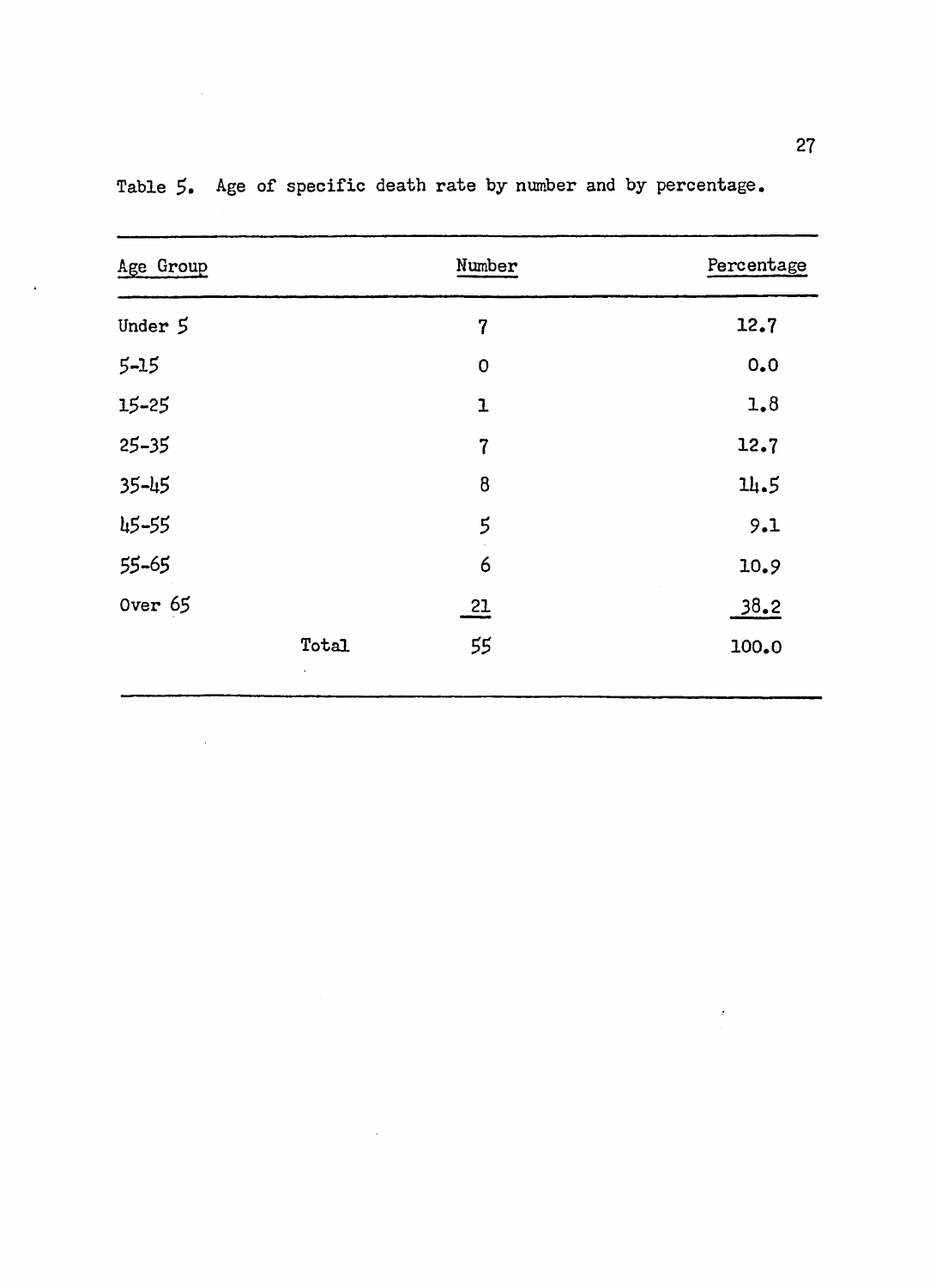Table 5. Age of specific death rate by number and by percentage.

| Age Group | | Number | Percentage |
|---|---|---|---|
| Under 5 | | 7 | 12.7 |
| 5-15 | | 0 | 0.0 |
| 15-25 | | 1 | 1.8 |
| 25-35 | | 7 | 12.7 |
| 35-45 | | 8 | 14.5 |
| 45-55 | | 5 | 9.1 |
| 55-65 | | 6 | 10.9 |
| Over 65 | | 21 | 38.2 |
| | Total | 55 | 100.0 |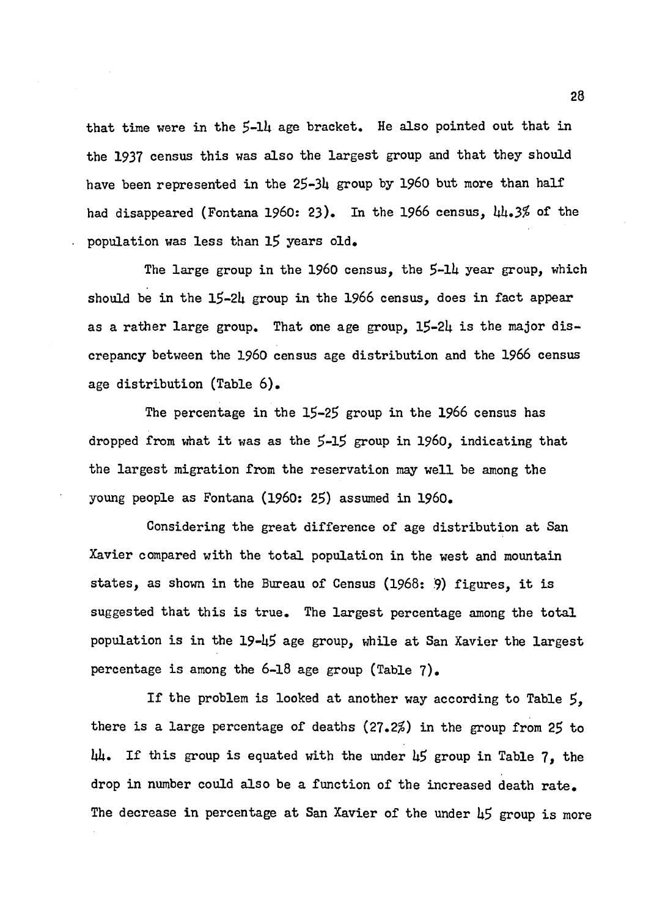that time were in the 5-14 age bracket. He also pointed out that in the 1937 census this was also the largest group and that they should have been represented in the 25-34 group by 1960 but more than half had disappeared (Fontana 1960: 23). In the 1966 census, 44.3% of the population was less than 15 years old.

The large group in the 1960 census, the 5-14 year group, which should be in the 15-24 group in the 1966 census, does in fact appear as a rather large group. That one age group, 15-24 is the major discrepancy between the 1960 census age distribution and the 1966 census age distribution (Table 6).

The percentage in the 15-25 group in the 1966 census has dropped from what it was as the 5-15 group in 1960, indicating that the largest migration from the reservation may well be among the young people as Fontana (1960: 25) assumed in 1960.

Considering the great difference of age distribution at San Xavier compared with the total population in the west and mountain states, as shown in the Bureau of Census (1968: 9) figures, it is suggested that this is true. The largest percentage among the total population is in the 19-45 age group, while at San Xavier the largest percentage is among the 6-18 age group (Table 7).

If the problem is looked at another way according to Table 5, there is a large percentage of deaths (27.2%) in the group from 25 to 44. If this group is equated with the under 45 group in Table 7, the drop in number could also be a function of the increased death rate. The decrease in percentage at San Xavier of the under 45 group is more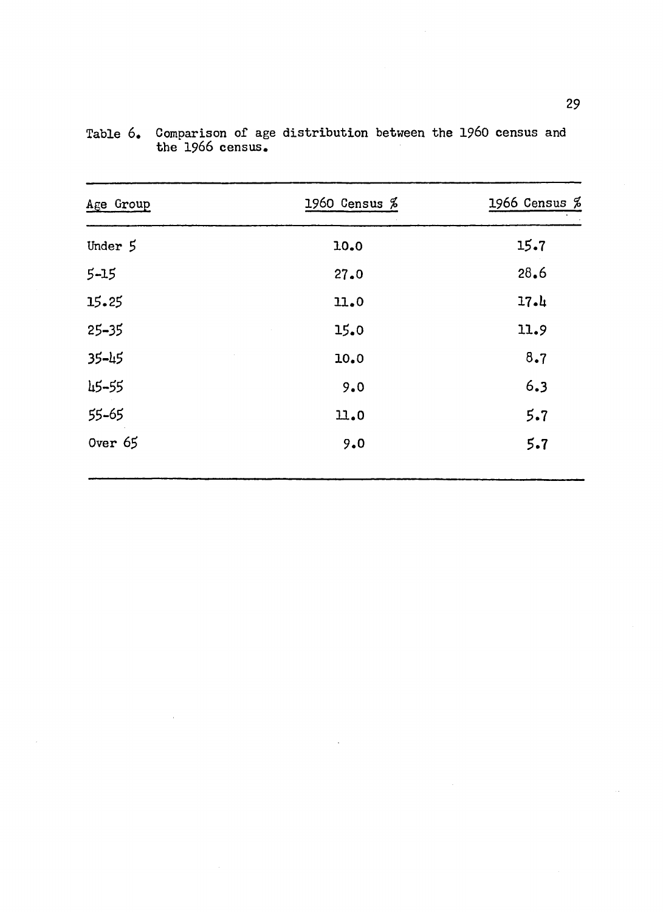Table 6. Comparison of age distribution between the 1960 census and the 1966 census.

| Age Group | 1960 Census % | 1966 Census % |
|---|---|---|
| Under 5 | 10.0 | 15.7 |
| 5-15 | 27.0 | 28.6 |
| 15.25 | 11.0 | 17.4 |
| 25-35 | 15.0 | 11.9 |
| 35-45 | 10.0 | 8.7 |
| 45-55 | 9.0 | 6.3 |
| 55-65 | 11.0 | 5.7 |
| Over 65 | 9.0 | 5.7 |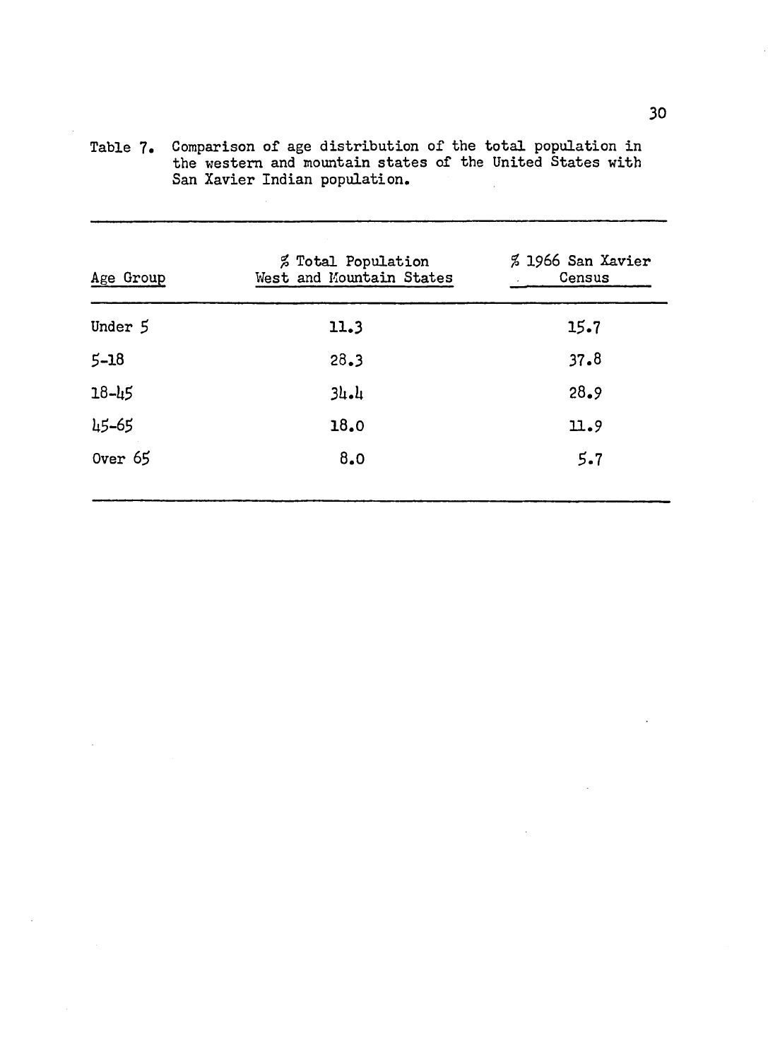Table 7. Comparison of age distribution of the total population in the western and mountain states of the United States with San Xavier Indian population.

| Age Group | % Total Population West and Mountain States | % 1966 San Xavier Census |
|---|---|---|
| Under 5 | 11.3 | 15.7 |
| 5-18 | 28.3 | 37.8 |
| 18-45 | 34.4 | 28.9 |
| 45-65 | 18.0 | 11.9 |
| Over 65 | 8.0 | 5.7 |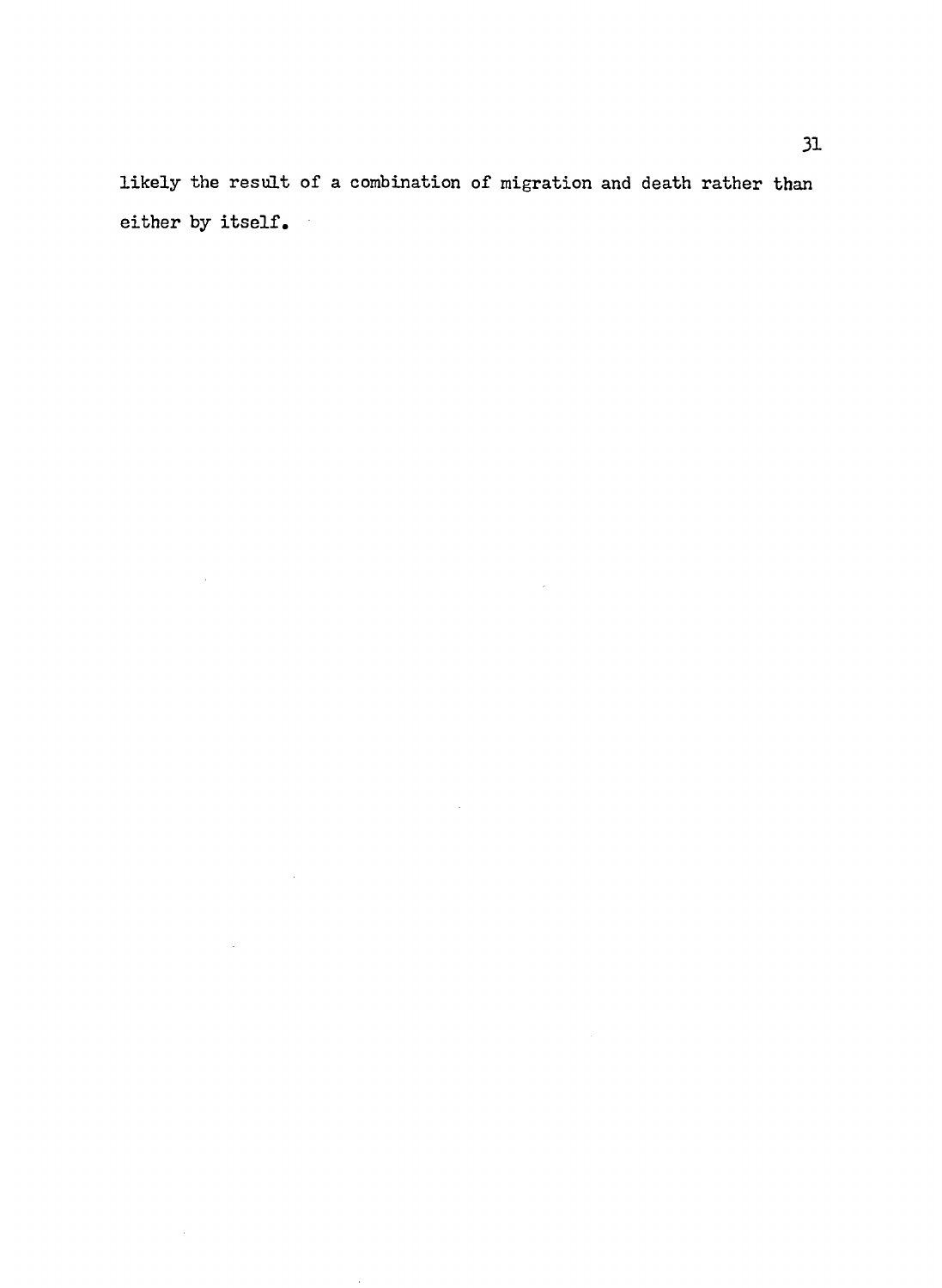likely the result of a combination of migration and death rather than either by itself.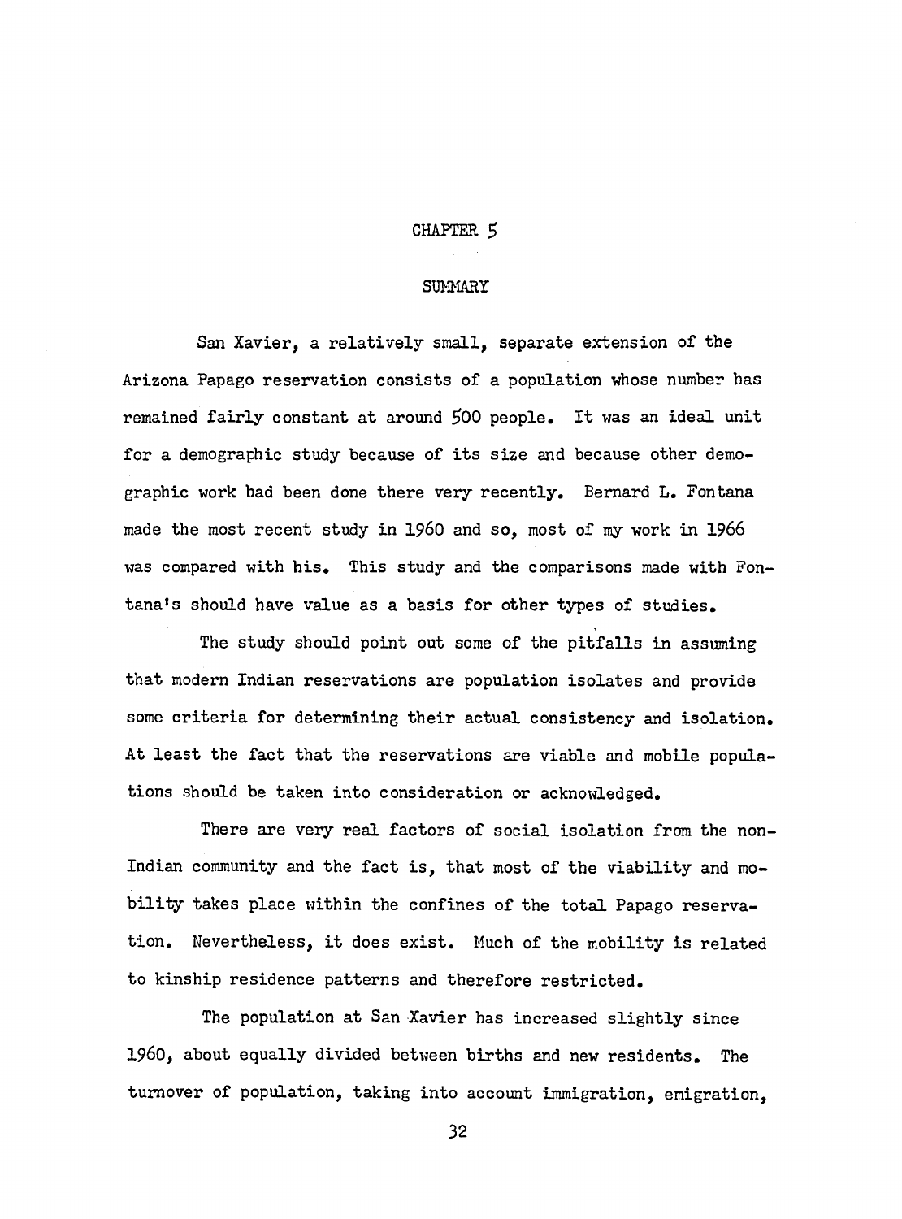# CHAPTER 5

## SUMMARY

San Xavier, a relatively small, separate extension of the Arizona Papago reservation consists of a population whose number has remained fairly constant at around 500 people. It was an ideal unit for a demographic study because of its size and because other demographic work had been done there very recently. Bernard L. Fontana made the most recent study in 1960 and so, most of my work in 1966 was compared with his. This study and the comparisons made with Fontana's should have value as a basis for other types of studies.

The study should point out some of the pitfalls in assuming that modern Indian reservations are population isolates and provide some criteria for determining their actual consistency and isolation. At least the fact that the reservations are viable and mobile populations should be taken into consideration or acknowledged.

There are very real factors of social isolation from the non-Indian community and the fact is, that most of the viability and mobility takes place within the confines of the total Papago reservation. Nevertheless, it does exist. Much of the mobility is related to kinship residence patterns and therefore restricted.

The population at San Xavier has increased slightly since 1960, about equally divided between births and new residents. The turnover of population, taking into account immigration, emigration,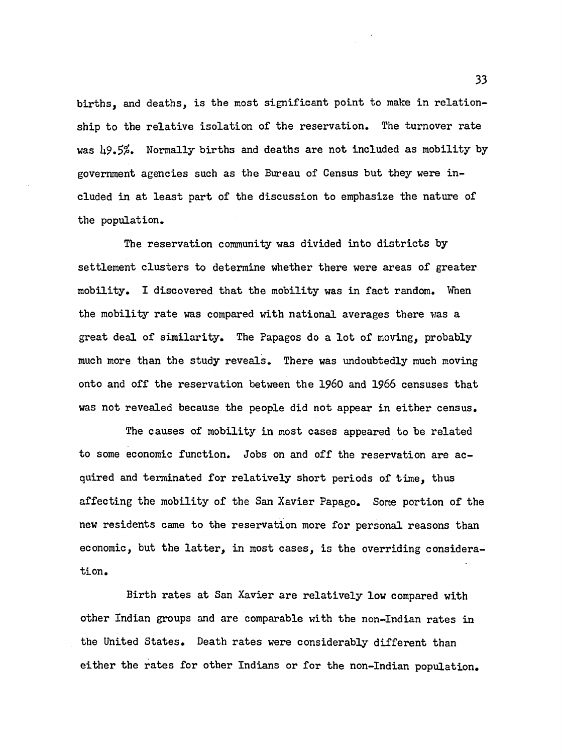births, and deaths, is the most significant point to make in relationship to the relative isolation of the reservation. The turnover rate was 49.5%. Normally births and deaths are not included as mobility by government agencies such as the Bureau of Census but they were included in at least part of the discussion to emphasize the nature of the population.

The reservation community was divided into districts by settlement clusters to determine whether there were areas of greater mobility. I discovered that the mobility was in fact random. When the mobility rate was compared with national averages there was a great deal of similarity. The Papagos do a lot of moving, probably much more than the study reveals. There was undoubtedly much moving onto and off the reservation between the 1960 and 1966 censuses that was not revealed because the people did not appear in either census.

The causes of mobility in most cases appeared to be related to some economic function. Jobs on and off the reservation are acquired and terminated for relatively short periods of time, thus affecting the mobility of the San Xavier Papago. Some portion of the new residents came to the reservation more for personal reasons than economic, but the latter, in most cases, is the overriding consideration.

Birth rates at San Xavier are relatively low compared with other Indian groups and are comparable with the non-Indian rates in the United States. Death rates were considerably different than either the rates for other Indians or for the non-Indian population.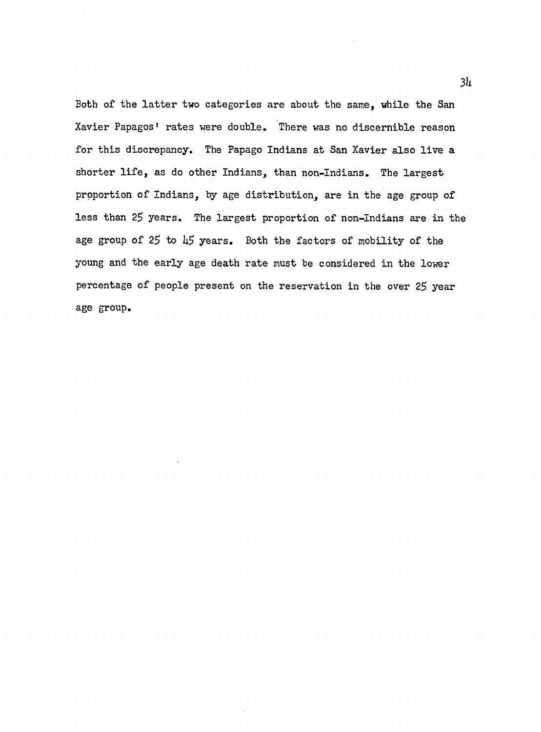Both of the latter two categories are about the same, while the San Xavier Papagos' rates were double. There was no discernible reason for this discrepancy. The Papago Indians at San Xavier also live a shorter life, as do other Indians, than non-Indians. The largest proportion of Indians, by age distribution, are in the age group of less than 25 years. The largest proportion of non-Indians are in the age group of 25 to 45 years. Both the factors of mobility of the young and the early age death rate must be considered in the lower percentage of people present on the reservation in the over 25 year age group.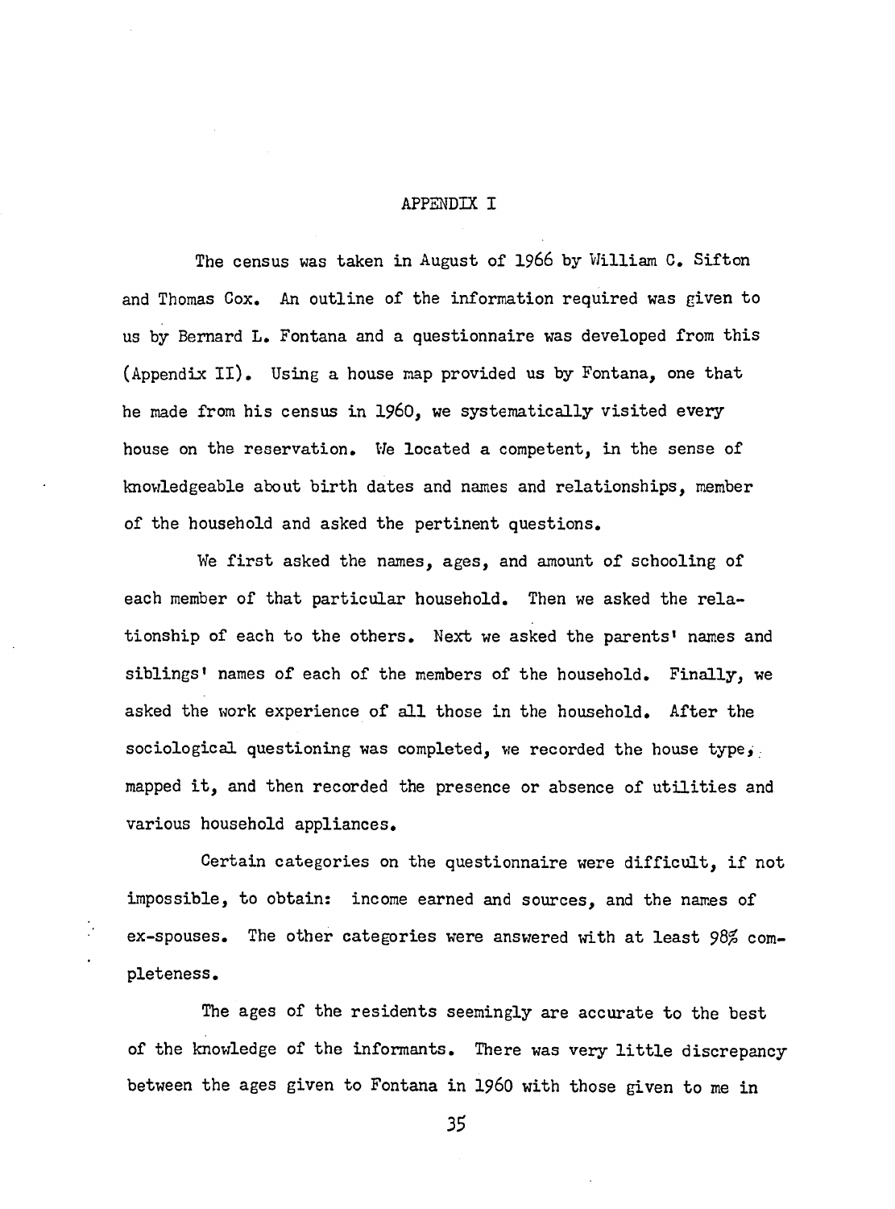## APPENDIX I

The census was taken in August of 1966 by William C. Sifton and Thomas Cox. An outline of the information required was given to us by Bernard L. Fontana and a questionnaire was developed from this (Appendix II). Using a house map provided us by Fontana, one that he made from his census in 1960, we systematically visited every house on the reservation. We located a competent, in the sense of knowledgeable about birth dates and names and relationships, member of the household and asked the pertinent questions.

We first asked the names, ages, and amount of schooling of each member of that particular household. Then we asked the relationship of each to the others. Next we asked the parents' names and siblings' names of each of the members of the household. Finally, we asked the work experience of all those in the household. After the sociological questioning was completed, we recorded the house type, mapped it, and then recorded the presence or absence of utilities and various household appliances.

Certain categories on the questionnaire were difficult, if not impossible, to obtain: income earned and sources, and the names of ex-spouses. The other categories were answered with at least 98% completeness.

The ages of the residents seemingly are accurate to the best of the knowledge of the informants. There was very little discrepancy between the ages given to Fontana in 1960 with those given to me in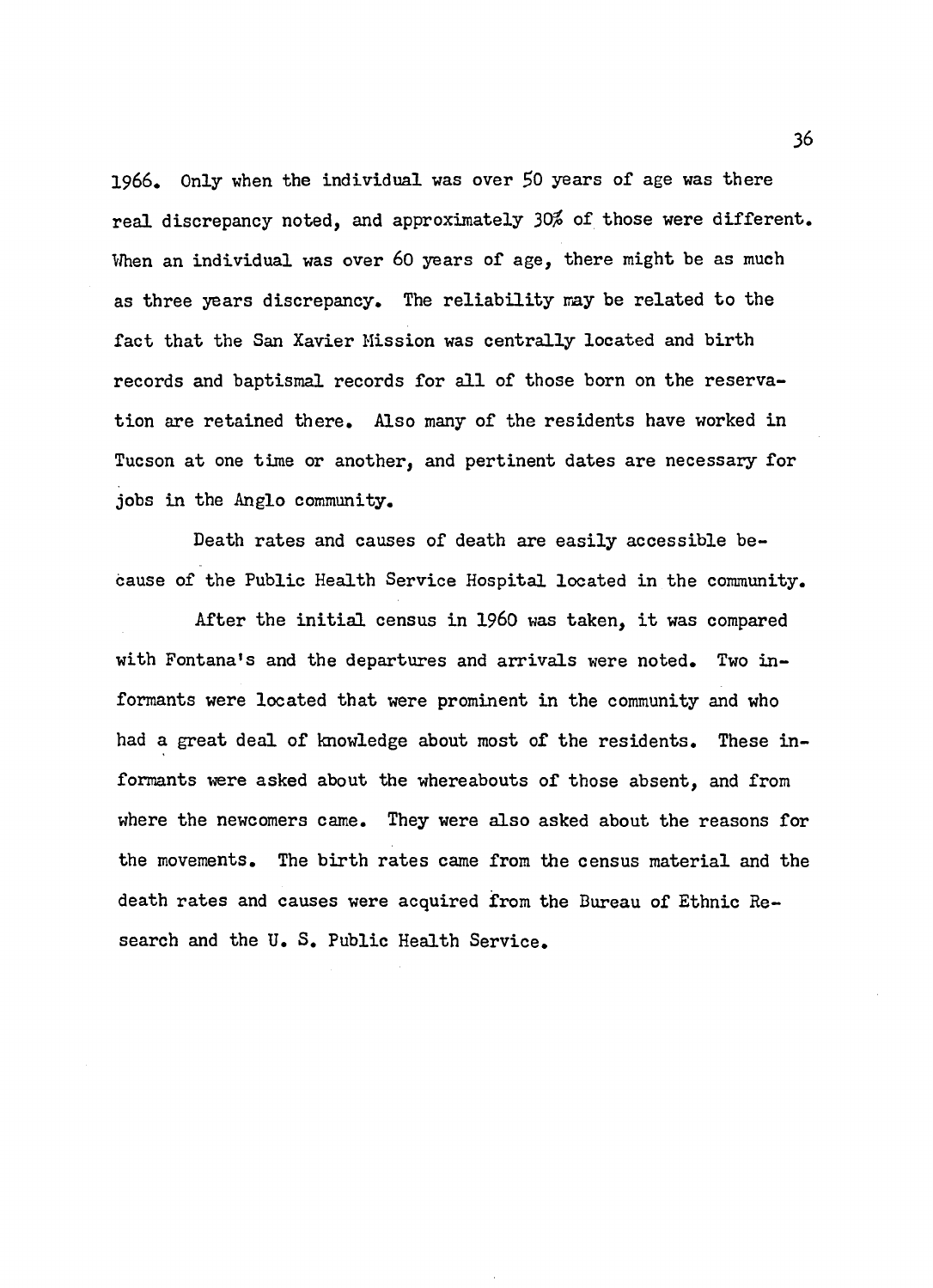1966. Only when the individual was over 50 years of age was there real discrepancy noted, and approximately 30% of those were different. When an individual was over 60 years of age, there might be as much as three years discrepancy. The reliability may be related to the fact that the San Xavier Mission was centrally located and birth records and baptismal records for all of those born on the reservation are retained there. Also many of the residents have worked in Tucson at one time or another, and pertinent dates are necessary for jobs in the Anglo community.

Death rates and causes of death are easily accessible because of the Public Health Service Hospital located in the community.

After the initial census in 1960 was taken, it was compared with Fontana's and the departures and arrivals were noted. Two informants were located that were prominent in the community and who had a great deal of knowledge about most of the residents. These informants were asked about the whereabouts of those absent, and from where the newcomers came. They were also asked about the reasons for the movements. The birth rates came from the census material and the death rates and causes were acquired from the Bureau of Ethnic Research and the U. S. Public Health Service.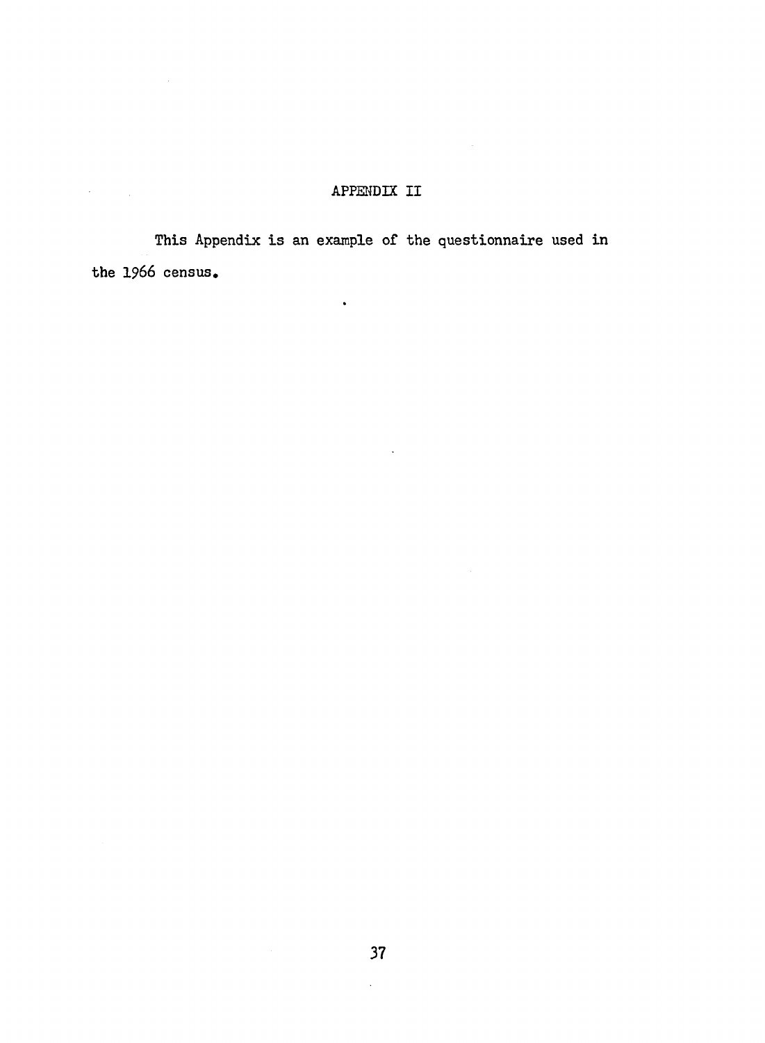# APPENDIX II

This Appendix is an example of the questionnaire used in the 1966 census.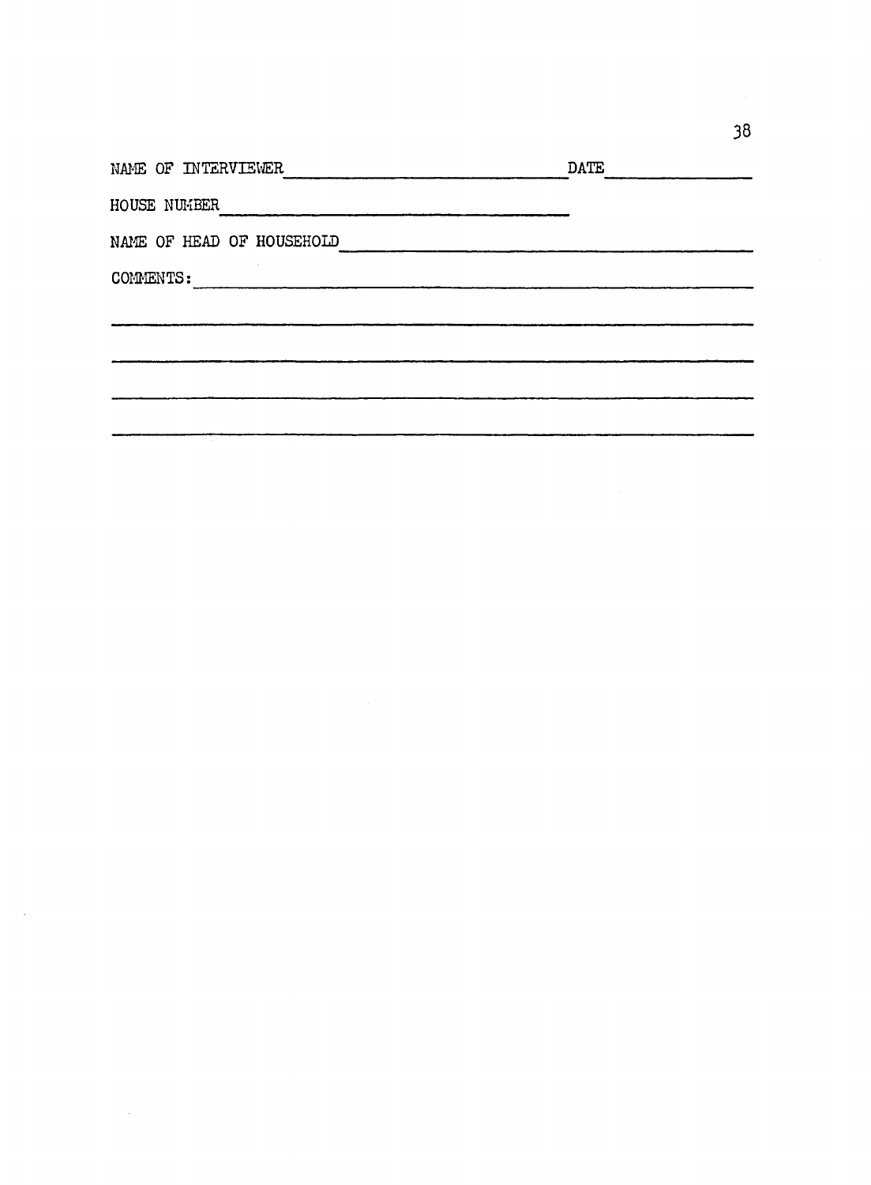NAME OF INTERVIEWER ______________________________ DATE ______________

HOUSE NUMBER ______________________________

NAME OF HEAD OF HOUSEHOLD ______________________________

COMMENTS: ______________________________

______________________________________________________________

______________________________________________________________

______________________________________________________________

______________________________________________________________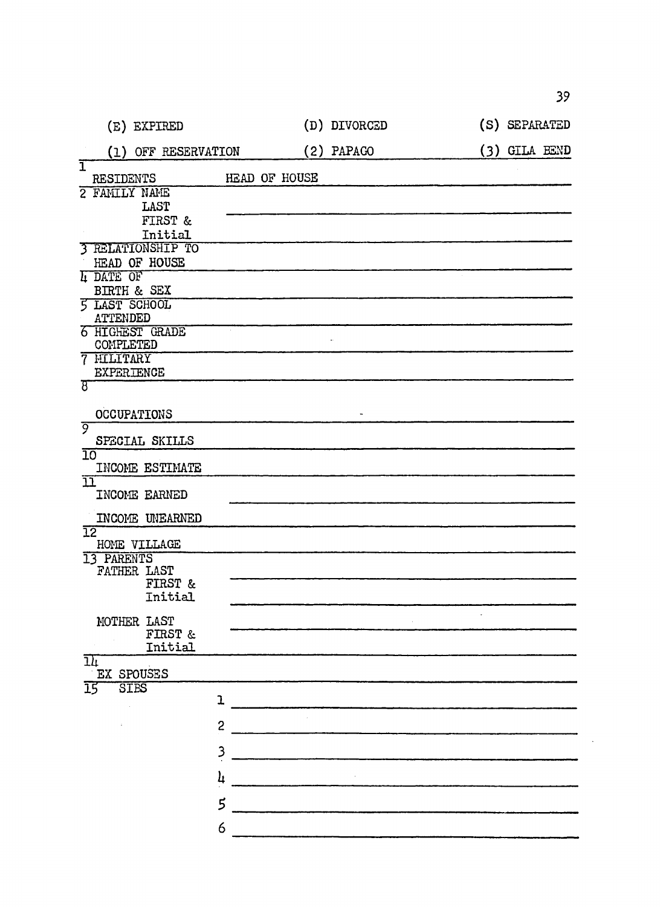| (E) EXPIRED | (D) DIVORCED | (S) SEPARATED |
|---|---|---|
| (1) OFF RESERVATION | (2) PAPAGO | (3) GILA BEND |

| | |
|---|---|
| 1 RESIDENTS | HEAD OF HOUSE |
| 2 FAMILY NAME LAST FIRST & Initial | |
| 3 RELATIONSHIP TO HEAD OF HOUSE | |
| 4 DATE OF BIRTH & SEX | |
| 5 LAST SCHOOL ATTENDED | |
| 6 HIGHEST GRADE COMPLETED | |
| 7 MILITARY EXPERIENCE | |
| 8 OCCUPATIONS | |
| 9 SPECIAL SKILLS | |
| 10 INCOME ESTIMATE | |
| 11 INCOME EARNED | |
| INCOME UNEARNED | |
| 12 HOME VILLAGE | |
| 13 PARENTS FATHER LAST FIRST & Initial | |
| MOTHER LAST FIRST & Initial | |
| 14 EX SPOUSES | |
| 15 SIBS | 1 |
| | 2 |
| | 3 |
| | 4 |
| | 5 |
| | 6 |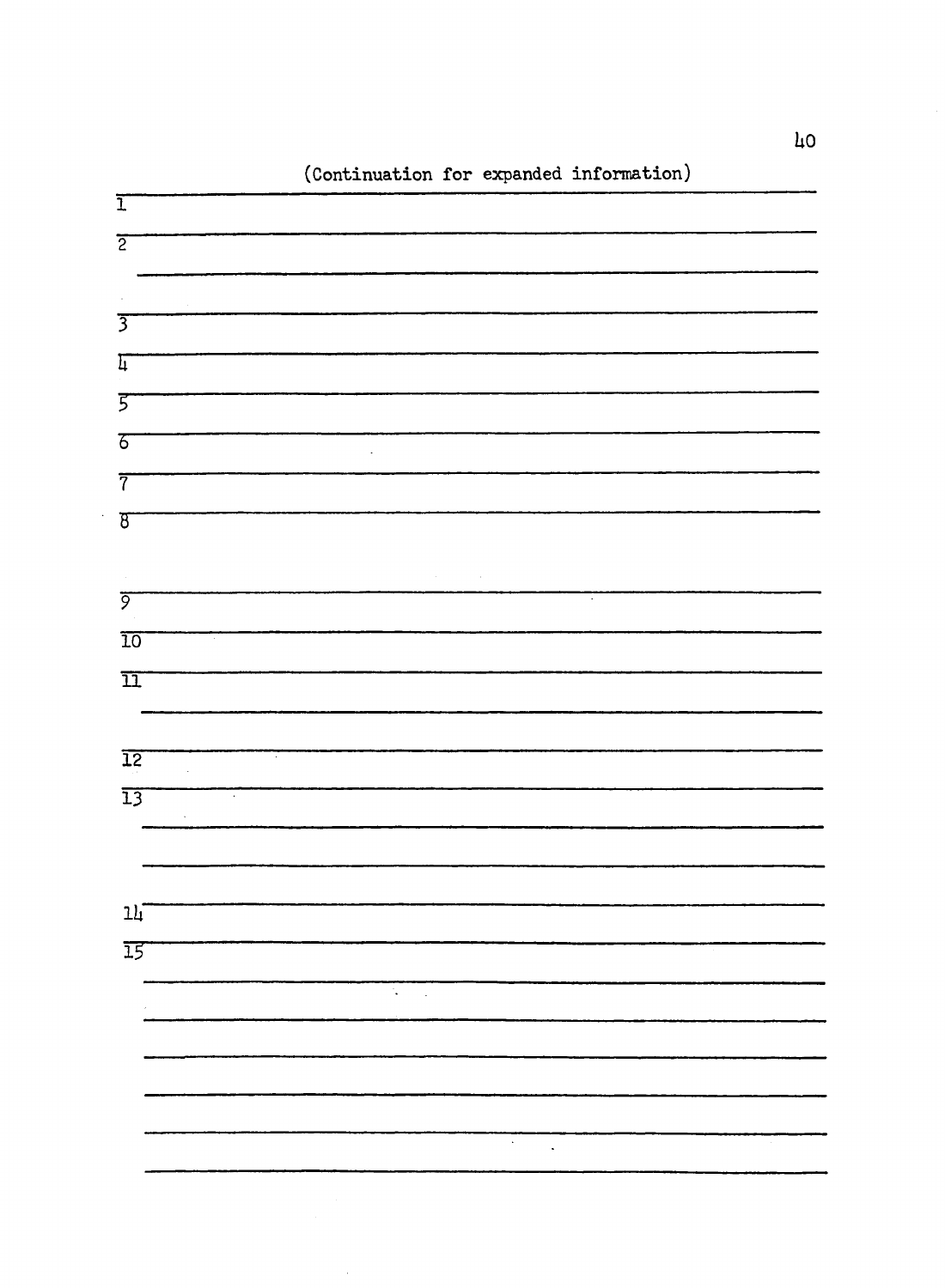(Continuation for expanded information)

1 \_\_\_\_\_\_\_\_\_\_\_\_\_\_\_\_\_\_\_\_\_\_\_\_\_\_\_\_\_\_\_\_\_\_\_\_\_\_\_\_\_\_\_\_\_\_\_\_\_\_\_\_\_\_\_\_\_\_\_\_\_\_

2 \_\_\_\_\_\_\_\_\_\_\_\_\_\_\_\_\_\_\_\_\_\_\_\_\_\_\_\_\_\_\_\_\_\_\_\_\_\_\_\_\_\_\_\_\_\_\_\_\_\_\_\_\_\_\_\_\_\_\_\_\_\_

\_\_\_\_\_\_\_\_\_\_\_\_\_\_\_\_\_\_\_\_\_\_\_\_\_\_\_\_\_\_\_\_\_\_\_\_\_\_\_\_\_\_\_\_\_\_\_\_\_\_\_\_\_\_\_\_\_\_\_\_\_\_

3 \_\_\_\_\_\_\_\_\_\_\_\_\_\_\_\_\_\_\_\_\_\_\_\_\_\_\_\_\_\_\_\_\_\_\_\_\_\_\_\_\_\_\_\_\_\_\_\_\_\_\_\_\_\_\_\_\_\_\_\_\_\_

4 \_\_\_\_\_\_\_\_\_\_\_\_\_\_\_\_\_\_\_\_\_\_\_\_\_\_\_\_\_\_\_\_\_\_\_\_\_\_\_\_\_\_\_\_\_\_\_\_\_\_\_\_\_\_\_\_\_\_\_\_\_\_

5 \_\_\_\_\_\_\_\_\_\_\_\_\_\_\_\_\_\_\_\_\_\_\_\_\_\_\_\_\_\_\_\_\_\_\_\_\_\_\_\_\_\_\_\_\_\_\_\_\_\_\_\_\_\_\_\_\_\_\_\_\_\_

6 \_\_\_\_\_\_\_\_\_\_\_\_\_\_\_\_\_\_\_\_\_\_\_\_\_\_\_\_\_\_\_\_\_\_\_\_\_\_\_\_\_\_\_\_\_\_\_\_\_\_\_\_\_\_\_\_\_\_\_\_\_\_

7 \_\_\_\_\_\_\_\_\_\_\_\_\_\_\_\_\_\_\_\_\_\_\_\_\_\_\_\_\_\_\_\_\_\_\_\_\_\_\_\_\_\_\_\_\_\_\_\_\_\_\_\_\_\_\_\_\_\_\_\_\_\_

8 \_\_\_\_\_\_\_\_\_\_\_\_\_\_\_\_\_\_\_\_\_\_\_\_\_\_\_\_\_\_\_\_\_\_\_\_\_\_\_\_\_\_\_\_\_\_\_\_\_\_\_\_\_\_\_\_\_\_\_\_\_\_

9 \_\_\_\_\_\_\_\_\_\_\_\_\_\_\_\_\_\_\_\_\_\_\_\_\_\_\_\_\_\_\_\_\_\_\_\_\_\_\_\_\_\_\_\_\_\_\_\_\_\_\_\_\_\_\_\_\_\_\_\_\_\_

10 \_\_\_\_\_\_\_\_\_\_\_\_\_\_\_\_\_\_\_\_\_\_\_\_\_\_\_\_\_\_\_\_\_\_\_\_\_\_\_\_\_\_\_\_\_\_\_\_\_\_\_\_\_\_\_\_\_\_\_\_\_

11 \_\_\_\_\_\_\_\_\_\_\_\_\_\_\_\_\_\_\_\_\_\_\_\_\_\_\_\_\_\_\_\_\_\_\_\_\_\_\_\_\_\_\_\_\_\_\_\_\_\_\_\_\_\_\_\_\_\_\_\_\_

\_\_\_\_\_\_\_\_\_\_\_\_\_\_\_\_\_\_\_\_\_\_\_\_\_\_\_\_\_\_\_\_\_\_\_\_\_\_\_\_\_\_\_\_\_\_\_\_\_\_\_\_\_\_\_\_\_\_\_\_\_\_

12 \_\_\_\_\_\_\_\_\_\_\_\_\_\_\_\_\_\_\_\_\_\_\_\_\_\_\_\_\_\_\_\_\_\_\_\_\_\_\_\_\_\_\_\_\_\_\_\_\_\_\_\_\_\_\_\_\_\_\_\_\_

13 \_\_\_\_\_\_\_\_\_\_\_\_\_\_\_\_\_\_\_\_\_\_\_\_\_\_\_\_\_\_\_\_\_\_\_\_\_\_\_\_\_\_\_\_\_\_\_\_\_\_\_\_\_\_\_\_\_\_\_\_\_

\_\_\_\_\_\_\_\_\_\_\_\_\_\_\_\_\_\_\_\_\_\_\_\_\_\_\_\_\_\_\_\_\_\_\_\_\_\_\_\_\_\_\_\_\_\_\_\_\_\_\_\_\_\_\_\_\_\_\_\_\_\_

\_\_\_\_\_\_\_\_\_\_\_\_\_\_\_\_\_\_\_\_\_\_\_\_\_\_\_\_\_\_\_\_\_\_\_\_\_\_\_\_\_\_\_\_\_\_\_\_\_\_\_\_\_\_\_\_\_\_\_\_\_\_

14 \_\_\_\_\_\_\_\_\_\_\_\_\_\_\_\_\_\_\_\_\_\_\_\_\_\_\_\_\_\_\_\_\_\_\_\_\_\_\_\_\_\_\_\_\_\_\_\_\_\_\_\_\_\_\_\_\_\_\_\_\_

15 \_\_\_\_\_\_\_\_\_\_\_\_\_\_\_\_\_\_\_\_\_\_\_\_\_\_\_\_\_\_\_\_\_\_\_\_\_\_\_\_\_\_\_\_\_\_\_\_\_\_\_\_\_\_\_\_\_\_\_\_\_

\_\_\_\_\_\_\_\_\_\_\_\_\_\_\_\_\_\_\_\_\_\_\_\_\_\_\_\_\_\_\_\_\_\_\_\_\_\_\_\_\_\_\_\_\_\_\_\_\_\_\_\_\_\_\_\_\_\_\_\_\_\_

\_\_\_\_\_\_\_\_\_\_\_\_\_\_\_\_\_\_\_\_\_\_\_\_\_\_\_\_\_\_\_\_\_\_\_\_\_\_\_\_\_\_\_\_\_\_\_\_\_\_\_\_\_\_\_\_\_\_\_\_\_\_

\_\_\_\_\_\_\_\_\_\_\_\_\_\_\_\_\_\_\_\_\_\_\_\_\_\_\_\_\_\_\_\_\_\_\_\_\_\_\_\_\_\_\_\_\_\_\_\_\_\_\_\_\_\_\_\_\_\_\_\_\_\_

\_\_\_\_\_\_\_\_\_\_\_\_\_\_\_\_\_\_\_\_\_\_\_\_\_\_\_\_\_\_\_\_\_\_\_\_\_\_\_\_\_\_\_\_\_\_\_\_\_\_\_\_\_\_\_\_\_\_\_\_\_\_

\_\_\_\_\_\_\_\_\_\_\_\_\_\_\_\_\_\_\_\_\_\_\_\_\_\_\_\_\_\_\_\_\_\_\_\_\_\_\_\_\_\_\_\_\_\_\_\_\_\_\_\_\_\_\_\_\_\_\_\_\_\_

\_\_\_\_\_\_\_\_\_\_\_\_\_\_\_\_\_\_\_\_\_\_\_\_\_\_\_\_\_\_\_\_\_\_\_\_\_\_\_\_\_\_\_\_\_\_\_\_\_\_\_\_\_\_\_\_\_\_\_\_\_\_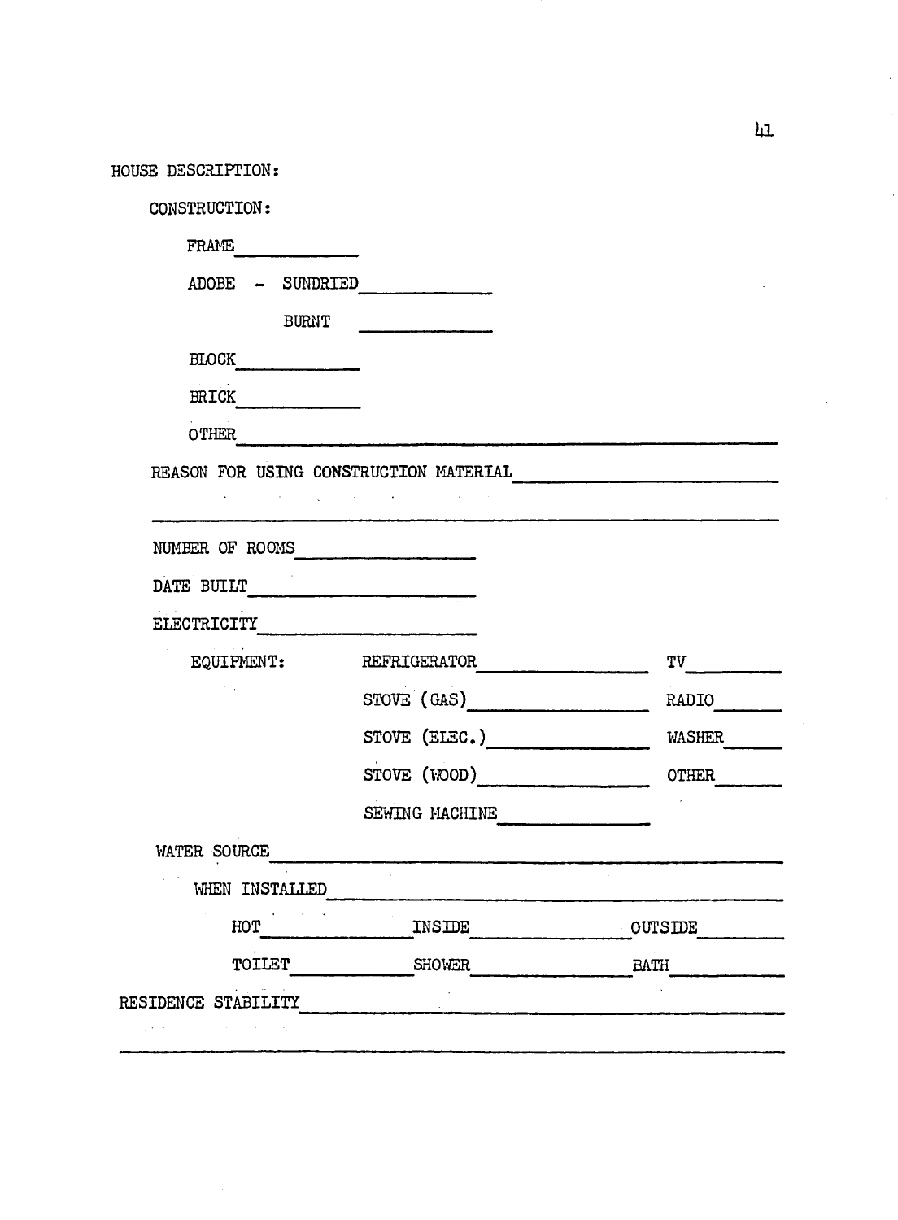HOUSE DESCRIPTION:

CONSTRUCTION:

FRAME ____________

ADOBE - SUNDRIED ____________

BURNT ____________

BLOCK ____________

BRICK ____________

OTHER ________________________________________________

REASON FOR USING CONSTRUCTION MATERIAL ________________________

________________________________________________________________

NUMBER OF ROOMS ______________

DATE BUILT ______________

ELECTRICITY ______________

EQUIPMENT: REFRIGERATOR ______________ TV ________

STOVE (GAS) ______________ RADIO ______

STOVE (ELEC.) ______________ WASHER ______

STOVE (WOOD) ______________ OTHER ______

SEWING MACHINE ______________

WATER SOURCE ________________________________________________

WHEN INSTALLED ______________________________________________

HOT __________ INSIDE __________ OUTSIDE ________

TOILET __________ SHOWER __________ BATH ________

RESIDENCE STABILITY __________________________________________

________________________________________________________________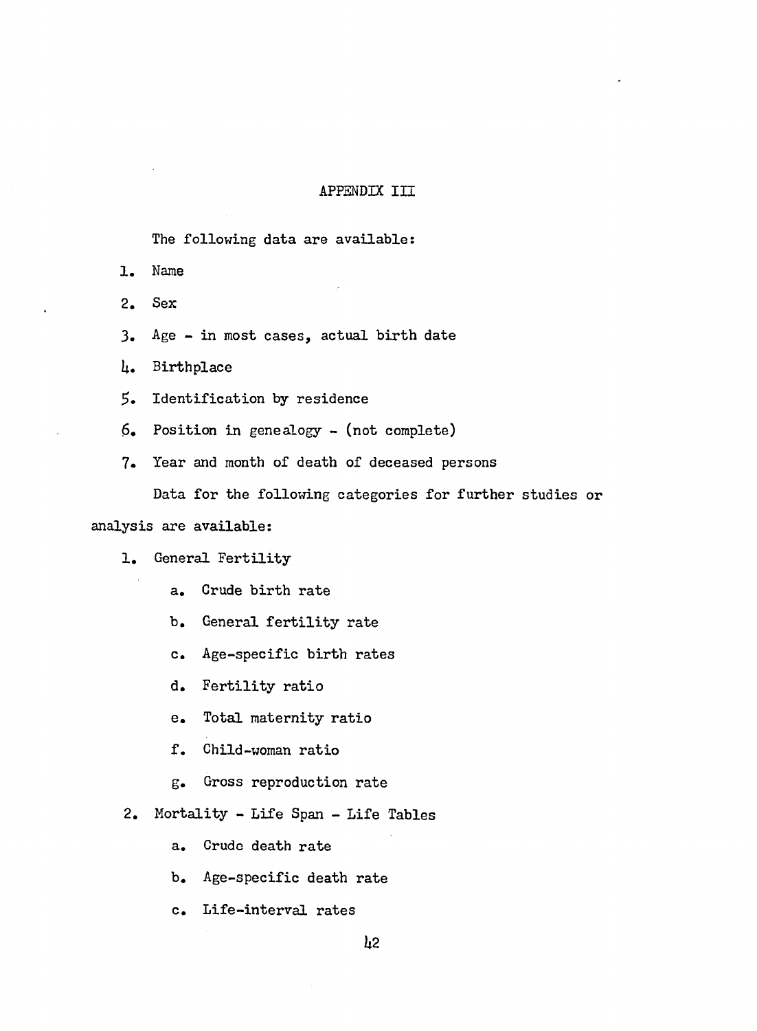# APPENDIX III

The following data are available:

1. Name
2. Sex
3. Age - in most cases, actual birth date
4. Birthplace
5. Identification by residence
6. Position in genealogy - (not complete)
7. Year and month of death of deceased persons

Data for the following categories for further studies or analysis are available:

1. General Fertility
    a. Crude birth rate
    b. General fertility rate
    c. Age-specific birth rates
    d. Fertility ratio
    e. Total maternity ratio
    f. Child-woman ratio
    g. Gross reproduction rate
2. Mortality - Life Span - Life Tables
    a. Crude death rate
    b. Age-specific death rate
    c. Life-interval rates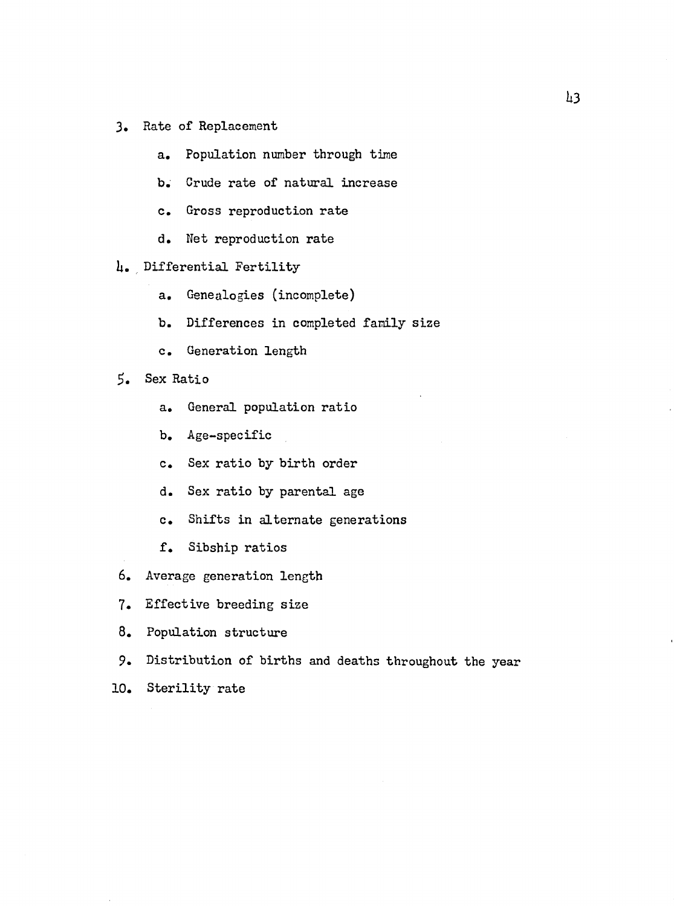3. Rate of Replacement

    a. Population number through time

    b. Crude rate of natural increase

    c. Gross reproduction rate

    d. Net reproduction rate

4. Differential Fertility

    a. Genealogies (incomplete)

    b. Differences in completed family size

    c. Generation length

5. Sex Ratio

    a. General population ratio

    b. Age-specific

    c. Sex ratio by birth order

    d. Sex ratio by parental age

    c. Shifts in alternate generations

    f. Sibship ratios

6. Average generation length

7. Effective breeding size

8. Population structure

9. Distribution of births and deaths throughout the year

10. Sterility rate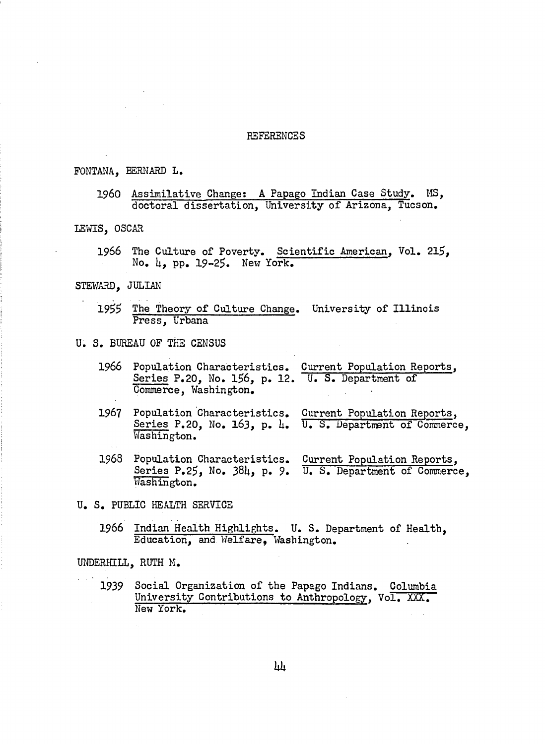# REFERENCES

FONTANA, BERNARD L.

1960 Assimilative Change: A Papago Indian Case Study. MS, doctoral dissertation, University of Arizona, Tucson.

LEWIS, OSCAR

1966 The Culture of Poverty. Scientific American, Vol. 215, No. 4, pp. 19-25. New York.

STEWARD, JULIAN

1955 The Theory of Culture Change. University of Illinois Press, Urbana

U. S. BUREAU OF THE CENSUS

1966 Population Characteristics. Current Population Reports, Series P.20, No. 156, p. 12. U. S. Department of Commerce, Washington.

1967 Population Characteristics. Current Population Reports, Series P.20, No. 163, p. 4. U. S. Department of Commerce, Washington.

1968 Population Characteristics. Current Population Reports, Series P.25, No. 384, p. 9. U. S. Department of Commerce, Washington.

U. S. PUBLIC HEALTH SERVICE

1966 Indian Health Highlights. U. S. Department of Health, Education, and Welfare, Washington.

UNDERHILL, RUTH M.

1939 Social Organization of the Papago Indians. Columbia University Contributions to Anthropology, Vol. XXX. New York.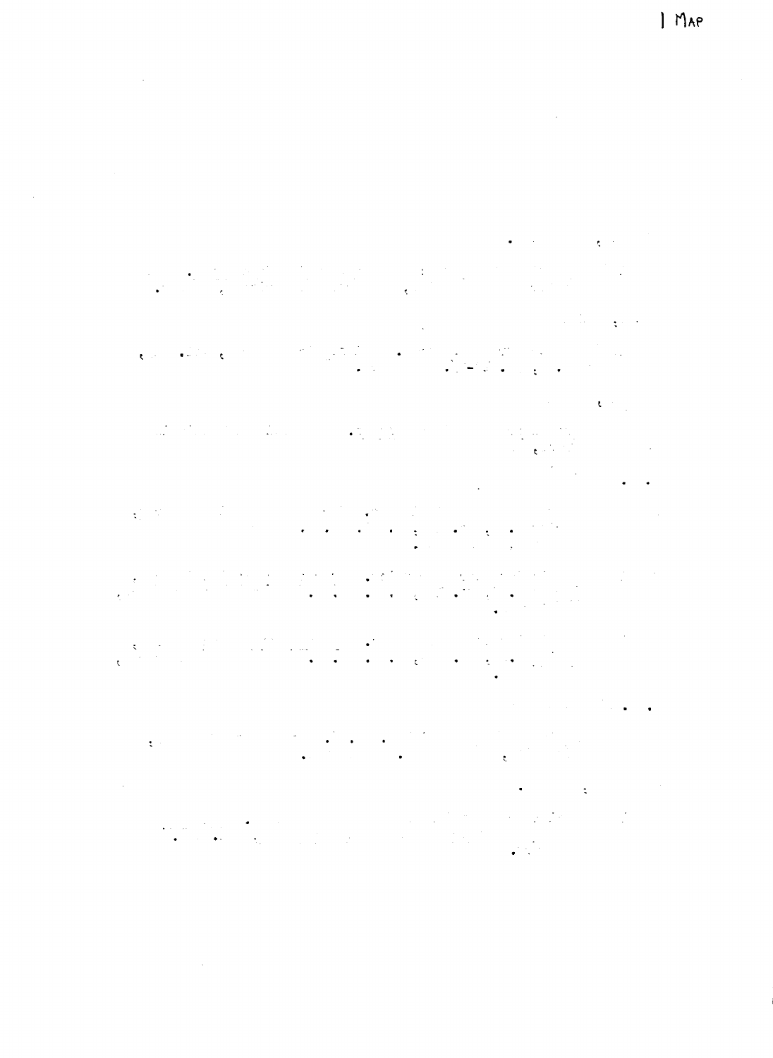1 MAP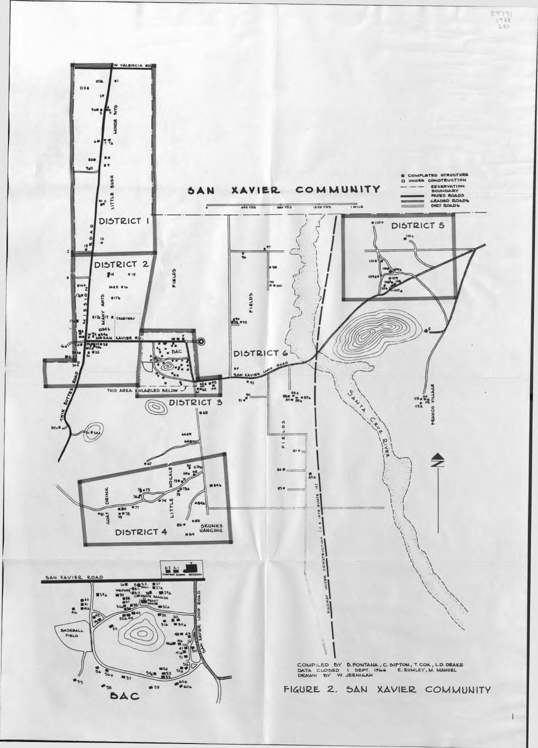SAN XAVIER COMMUNITY

■ COMPLETED STRUCTURE
□ UNDER CONSTRUCTION
RESERVATION BOUNDARY
PAVED ROADS
GRADED ROADS
DIRT ROADS

0 440 YDS 880 YDS 1320 YDS 1 MILE

DISTRICT 1
DISTRICT 2
DISTRICT 3
DISTRICT 4
DISTRICT 5
DISTRICT 6

W VALENCIA RD
HOUSE SITS
LITTLE BUSH
ROAD
MISSION ROAD
MANY ANTS
CEMETERY
SAN XAVIER RD.
BAC
FIELDS
SAN XAVIER LOOP ROAD
THIS AREA ENLARGED BELOW
TWIN BUTTES ROAD
NOGALES
LITTLE
GOAT DRINK
SKUNKS HANGING
HIGHWAY UNDER CONSTRUCTION (U.S. INTERSTATE 19)
SANTA CRUZ RIVER
FRANCO VILLAGE
N

SAN XAVIER ROAD
CONVENT SCHOOL MISSION
S.X. HALL
WELFARE
DANCE RAMADA
FEAST HOUSE
BASEBALL FIELD
SAN XAVIER LOOP ROAD
BAC

COMPILED BY B. FONTANA, C. SIFTON, T. COX, L.D. DRAKE
DATA CLOSED 1 SEPT. 1966 E. RUMLEY, M. MANUEL
DRAWN BY W. JERNIGAN

FIGURE 2. SAN XAVIER COMMUNITY